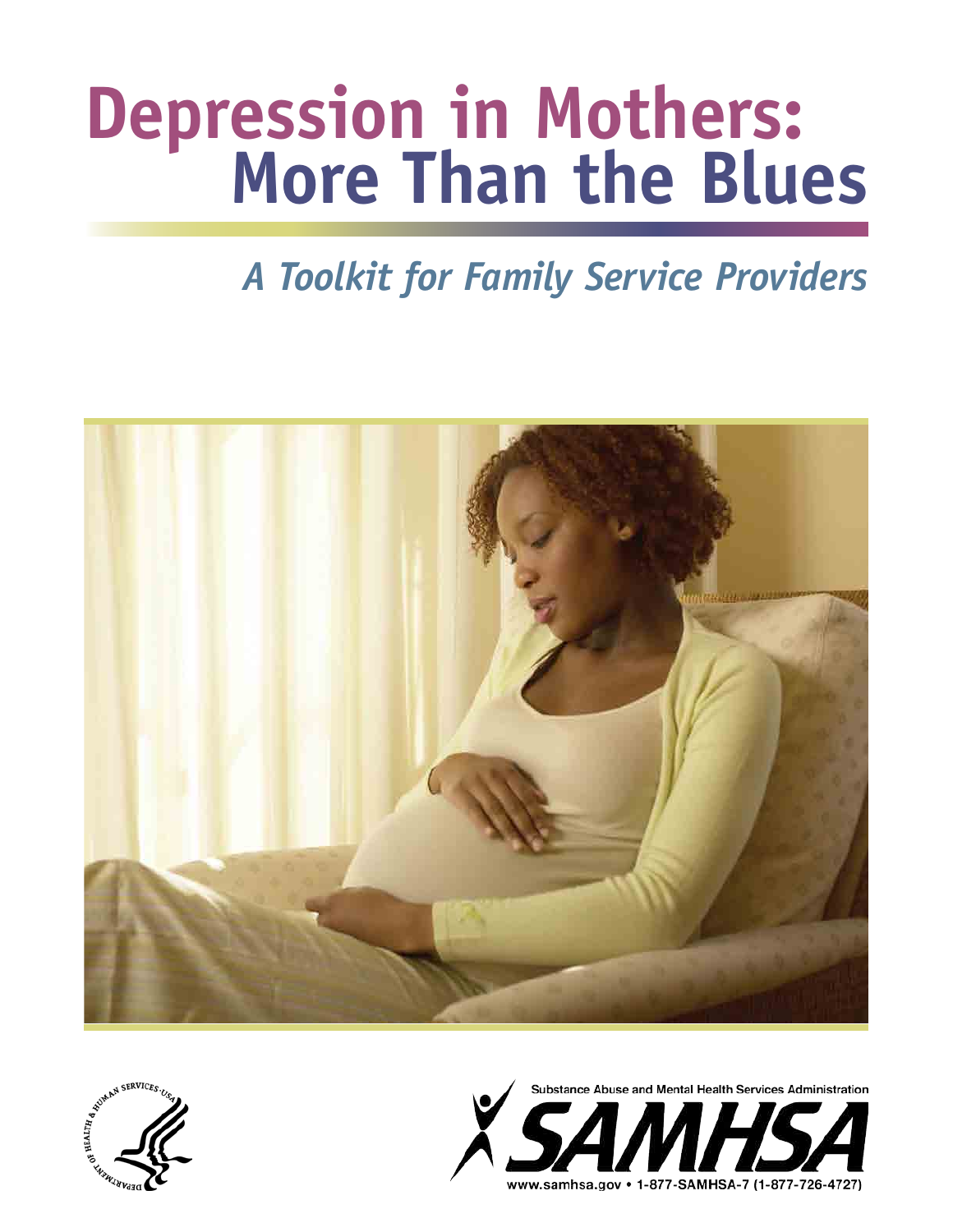# Depression in Mothers: More Than the Blues

## *A Toolkit for Family Service Providers*

Substance Abuse and Mental Health Services Administration

SAMHSA

www.samhsa.gov • 1-877-SAMHSA-7 (1-877-726-4727)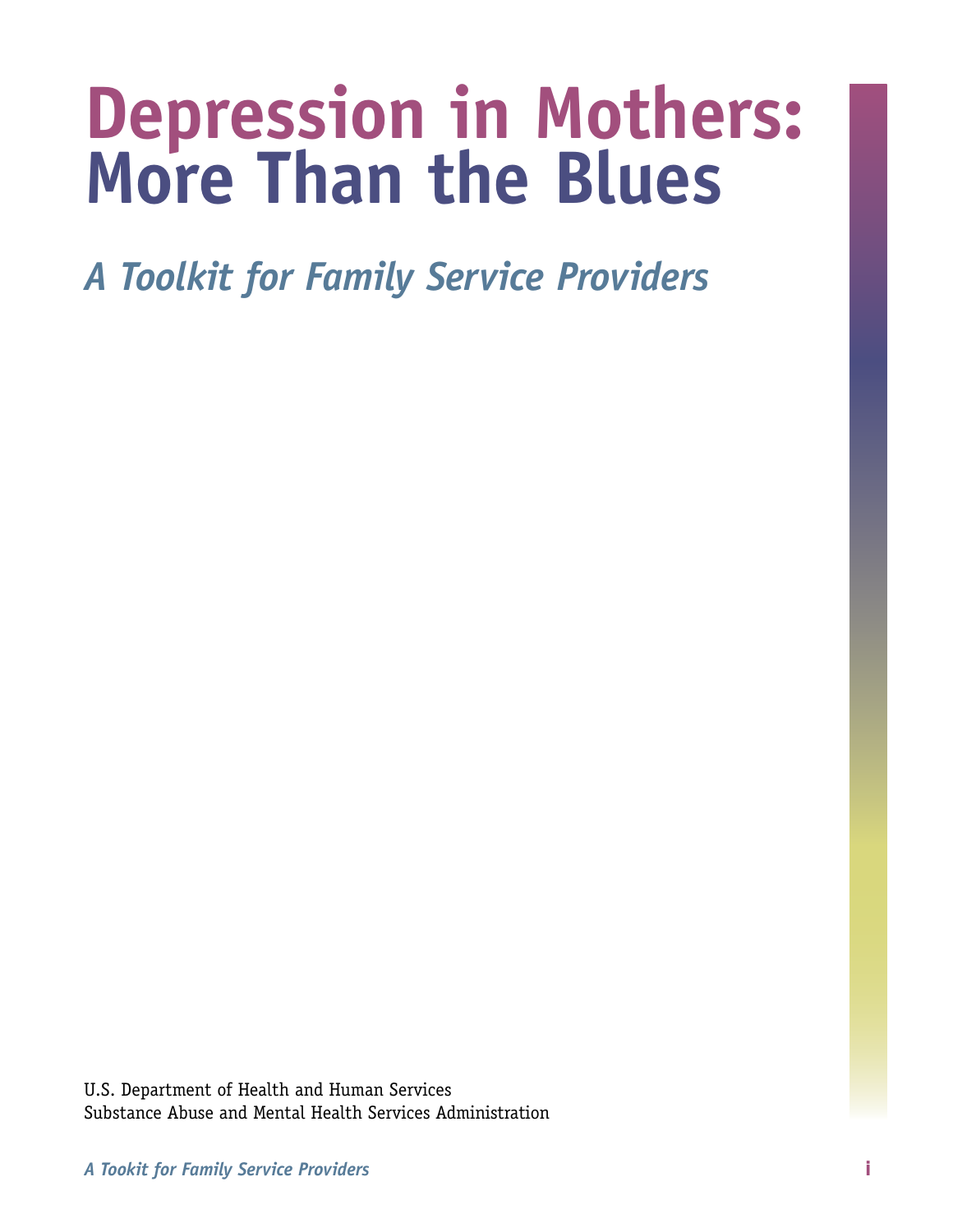# Depression in Mothers: More Than the Blues

## *A Toolkit for Family Service Providers*

U.S. Department of Health and Human Services
Substance Abuse and Mental Health Services Administration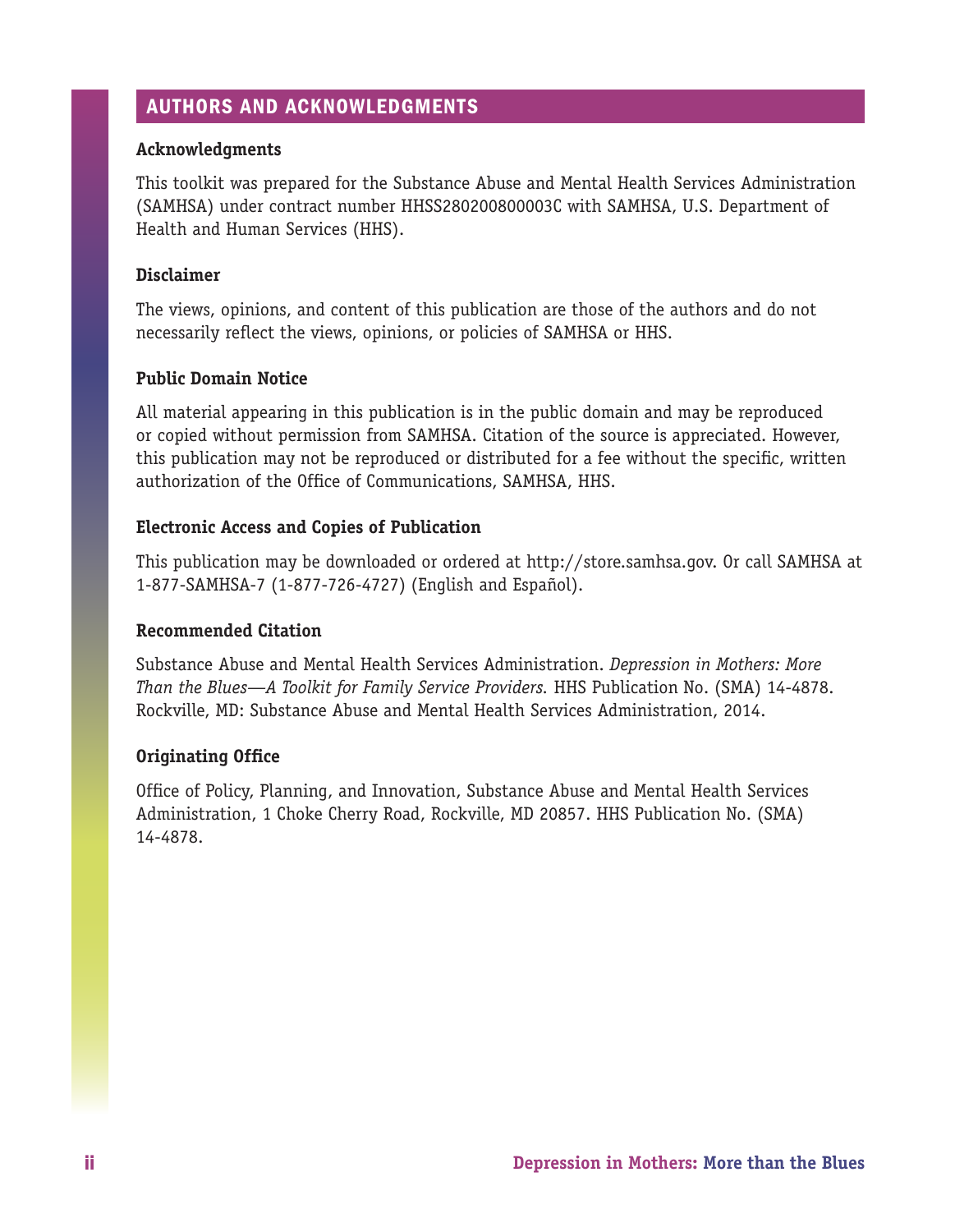## AUTHORS AND ACKNOWLEDGMENTS

### Acknowledgments

This toolkit was prepared for the Substance Abuse and Mental Health Services Administration (SAMHSA) under contract number HHSS280200800003C with SAMHSA, U.S. Department of Health and Human Services (HHS).

### Disclaimer

The views, opinions, and content of this publication are those of the authors and do not necessarily reflect the views, opinions, or policies of SAMHSA or HHS.

### Public Domain Notice

All material appearing in this publication is in the public domain and may be reproduced or copied without permission from SAMHSA. Citation of the source is appreciated. However, this publication may not be reproduced or distributed for a fee without the specific, written authorization of the Office of Communications, SAMHSA, HHS.

### Electronic Access and Copies of Publication

This publication may be downloaded or ordered at http://store.samhsa.gov. Or call SAMHSA at 1-877-SAMHSA-7 (1-877-726-4727) (English and Español).

### Recommended Citation

Substance Abuse and Mental Health Services Administration. *Depression in Mothers: More Than the Blues—A Toolkit for Family Service Providers*. HHS Publication No. (SMA) 14-4878. Rockville, MD: Substance Abuse and Mental Health Services Administration, 2014.

### Originating Office

Office of Policy, Planning, and Innovation, Substance Abuse and Mental Health Services Administration, 1 Choke Cherry Road, Rockville, MD 20857. HHS Publication No. (SMA) 14-4878.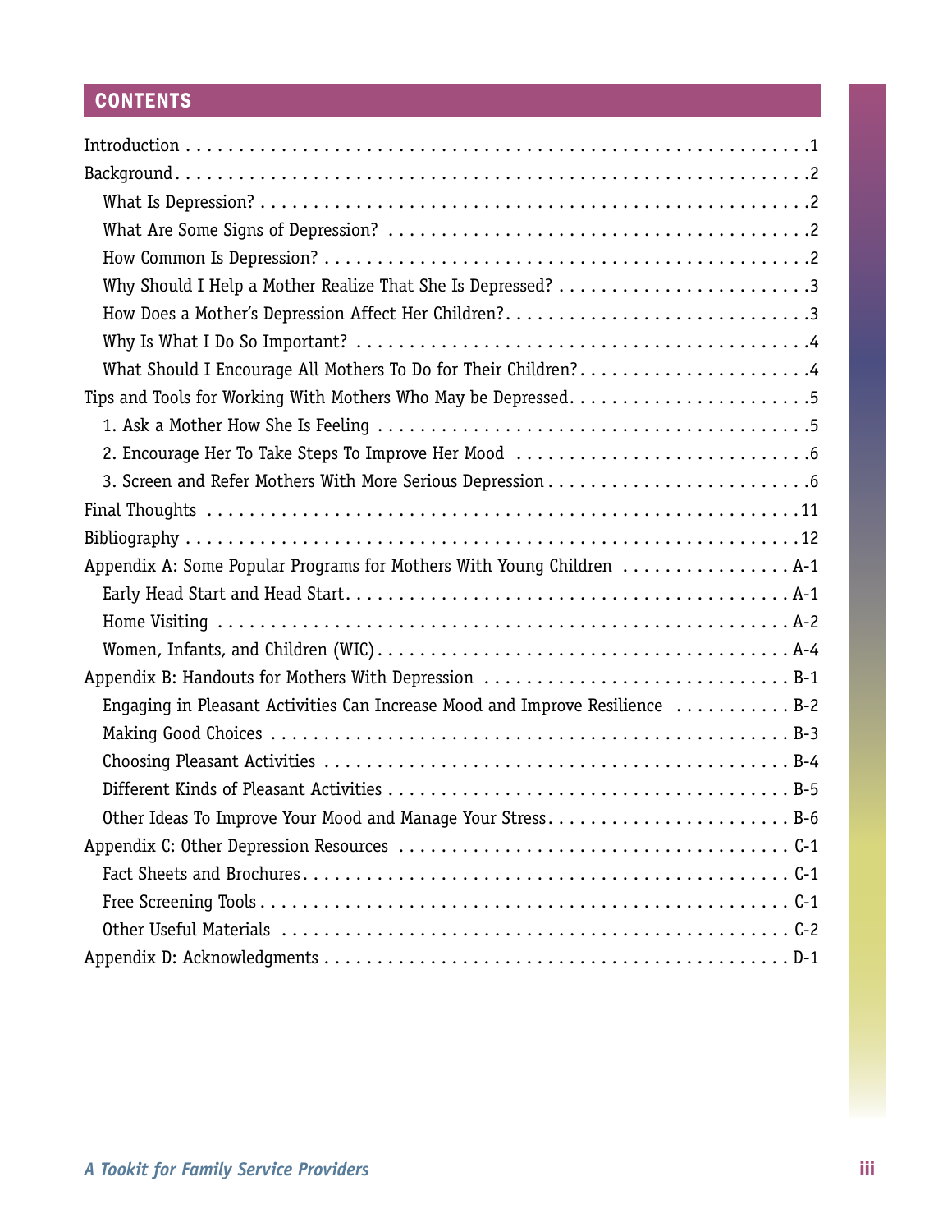## CONTENTS

Introduction . . . . . . . . . . . . . . . . . . . . . . . . . . . . . . . . . . . . . . . . . . . . . . . . . . . . . . . . .1

Background. . . . . . . . . . . . . . . . . . . . . . . . . . . . . . . . . . . . . . . . . . . . . . . . . . . . . . . . . .2

- What Is Depression? . . . . . . . . . . . . . . . . . . . . . . . . . . . . . . . . . . . . . . . . . . . . . . . .2
- What Are Some Signs of Depression? . . . . . . . . . . . . . . . . . . . . . . . . . . . . . . . . . . . . . .2
- How Common Is Depression? . . . . . . . . . . . . . . . . . . . . . . . . . . . . . . . . . . . . . . . . . . .2
- Why Should I Help a Mother Realize That She Is Depressed? . . . . . . . . . . . . . . . . . . . . . . . .3
- How Does a Mother's Depression Affect Her Children?. . . . . . . . . . . . . . . . . . . . . . . . . . . .3
- Why Is What I Do So Important? . . . . . . . . . . . . . . . . . . . . . . . . . . . . . . . . . . . . . . . . .4
- What Should I Encourage All Mothers To Do for Their Children?. . . . . . . . . . . . . . . . . . . . . .4

Tips and Tools for Working With Mothers Who May be Depressed. . . . . . . . . . . . . . . . . . . . . . . .5

- 1. Ask a Mother How She Is Feeling . . . . . . . . . . . . . . . . . . . . . . . . . . . . . . . . . . . . . . .5
- 2. Encourage Her To Take Steps To Improve Her Mood . . . . . . . . . . . . . . . . . . . . . . . . . . .6
- 3. Screen and Refer Mothers With More Serious Depression . . . . . . . . . . . . . . . . . . . . . . . . .6

Final Thoughts . . . . . . . . . . . . . . . . . . . . . . . . . . . . . . . . . . . . . . . . . . . . . . . . . . . . .11

Bibliography . . . . . . . . . . . . . . . . . . . . . . . . . . . . . . . . . . . . . . . . . . . . . . . . . . . . . .12

Appendix A: Some Popular Programs for Mothers With Young Children . . . . . . . . . . . . . . . . A-1

- Early Head Start and Head Start. . . . . . . . . . . . . . . . . . . . . . . . . . . . . . . . . . . . . . . . A-1
- Home Visiting . . . . . . . . . . . . . . . . . . . . . . . . . . . . . . . . . . . . . . . . . . . . . . . . . . . . A-2
- Women, Infants, and Children (WIC) . . . . . . . . . . . . . . . . . . . . . . . . . . . . . . . . . . . . . A-4

Appendix B: Handouts for Mothers With Depression . . . . . . . . . . . . . . . . . . . . . . . . . . . . B-1

- Engaging in Pleasant Activities Can Increase Mood and Improve Resilience . . . . . . . . . . . B-2
- Making Good Choices . . . . . . . . . . . . . . . . . . . . . . . . . . . . . . . . . . . . . . . . . . . . . . . B-3
- Choosing Pleasant Activities . . . . . . . . . . . . . . . . . . . . . . . . . . . . . . . . . . . . . . . . . . B-4
- Different Kinds of Pleasant Activities . . . . . . . . . . . . . . . . . . . . . . . . . . . . . . . . . . . . B-5
- Other Ideas To Improve Your Mood and Manage Your Stress. . . . . . . . . . . . . . . . . . . . . . B-6

Appendix C: Other Depression Resources . . . . . . . . . . . . . . . . . . . . . . . . . . . . . . . . . . . C-1

- Fact Sheets and Brochures. . . . . . . . . . . . . . . . . . . . . . . . . . . . . . . . . . . . . . . . . . . . C-1
- Free Screening Tools . . . . . . . . . . . . . . . . . . . . . . . . . . . . . . . . . . . . . . . . . . . . . . . C-1
- Other Useful Materials . . . . . . . . . . . . . . . . . . . . . . . . . . . . . . . . . . . . . . . . . . . . . . C-2

Appendix D: Acknowledgments . . . . . . . . . . . . . . . . . . . . . . . . . . . . . . . . . . . . . . . . . . D-1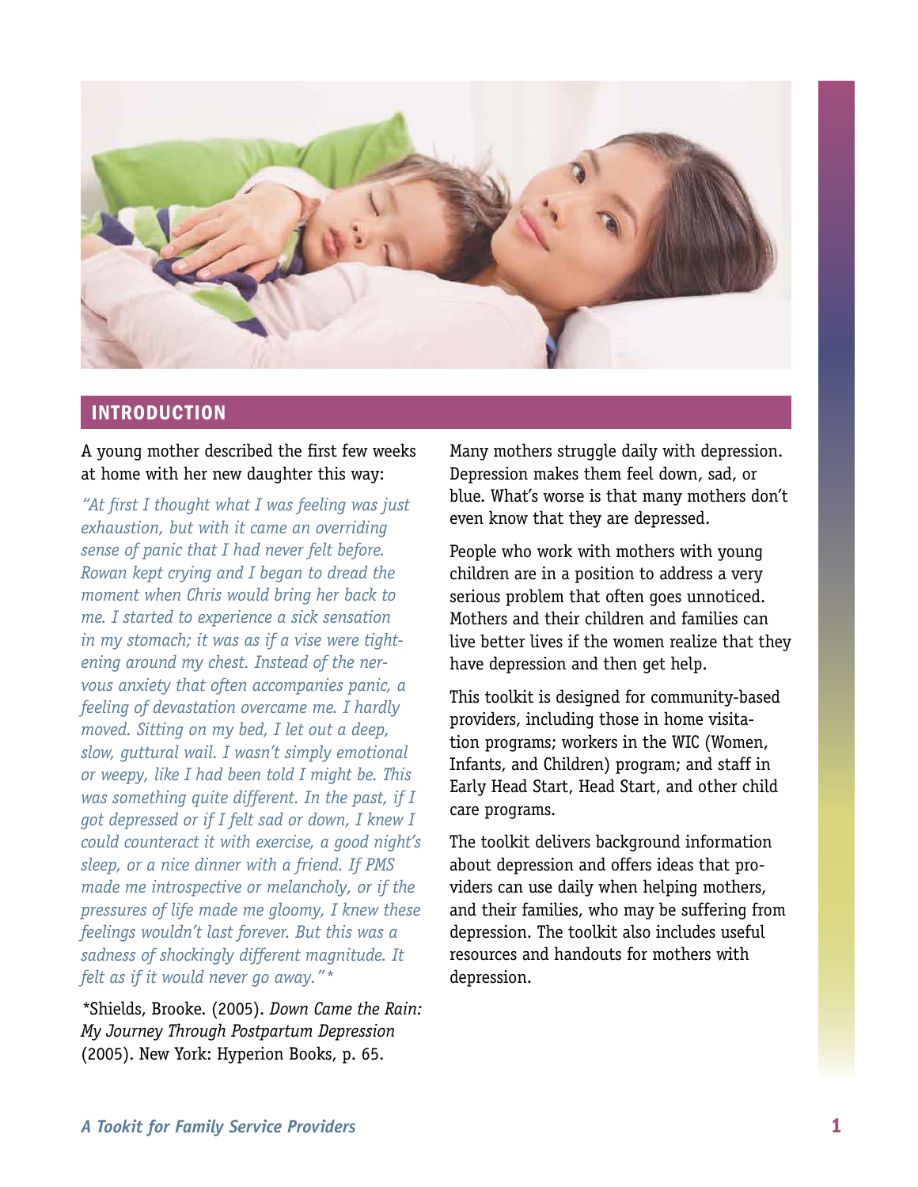## INTRODUCTION

A young mother described the first few weeks at home with her new daughter this way:

*"At first I thought what I was feeling was just exhaustion, but with it came an overriding sense of panic that I had never felt before. Rowan kept crying and I began to dread the moment when Chris would bring her back to me. I started to experience a sick sensation in my stomach; it was as if a vise were tightening around my chest. Instead of the nervous anxiety that often accompanies panic, a feeling of devastation overcame me. I hardly moved. Sitting on my bed, I let out a deep, slow, guttural wail. I wasn't simply emotional or weepy, like I had been told I might be. This was something quite different. In the past, if I got depressed or if I felt sad or down, I knew I could counteract it with exercise, a good night's sleep, or a nice dinner with a friend. If PMS made me introspective or melancholy, or if the pressures of life made me gloomy, I knew these feelings wouldn't last forever. But this was a sadness of shockingly different magnitude. It felt as if it would never go away."**

*Shields, Brooke. (2005). *Down Came the Rain: My Journey Through Postpartum Depression* (2005). New York: Hyperion Books, p. 65.

Many mothers struggle daily with depression. Depression makes them feel down, sad, or blue. What's worse is that many mothers don't even know that they are depressed.

People who work with mothers with young children are in a position to address a very serious problem that often goes unnoticed. Mothers and their children and families can live better lives if the women realize that they have depression and then get help.

This toolkit is designed for community-based providers, including those in home visitation programs; workers in the WIC (Women, Infants, and Children) program; and staff in Early Head Start, Head Start, and other child care programs.

The toolkit delivers background information about depression and offers ideas that providers can use daily when helping mothers, and their families, who may be suffering from depression. The toolkit also includes useful resources and handouts for mothers with depression.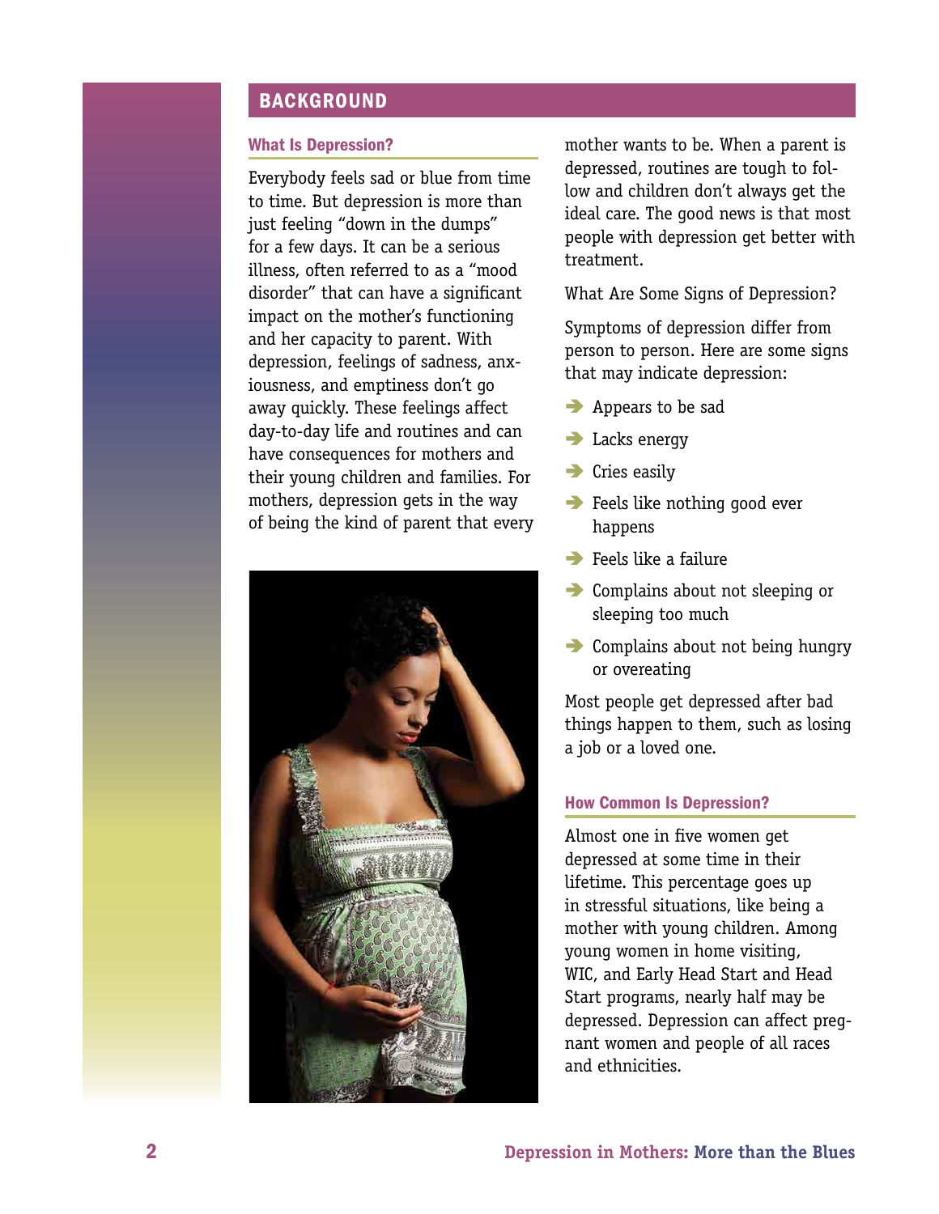## BACKGROUND

### What Is Depression?

Everybody feels sad or blue from time to time. But depression is more than just feeling "down in the dumps" for a few days. It can be a serious illness, often referred to as a "mood disorder" that can have a significant impact on the mother's functioning and her capacity to parent. With depression, feelings of sadness, anxiousness, and emptiness don't go away quickly. These feelings affect day-to-day life and routines and can have consequences for mothers and their young children and families. For mothers, depression gets in the way of being the kind of parent that every mother wants to be. When a parent is depressed, routines are tough to follow and children don't always get the ideal care. The good news is that most people with depression get better with treatment.

What Are Some Signs of Depression?

Symptoms of depression differ from person to person. Here are some signs that may indicate depression:

- Appears to be sad
- Lacks energy
- Cries easily
- Feels like nothing good ever happens
- Feels like a failure
- Complains about not sleeping or sleeping too much
- Complains about not being hungry or overeating

Most people get depressed after bad things happen to them, such as losing a job or a loved one.

### How Common Is Depression?

Almost one in five women get depressed at some time in their lifetime. This percentage goes up in stressful situations, like being a mother with young children. Among young women in home visiting, WIC, and Early Head Start and Head Start programs, nearly half may be depressed. Depression can affect pregnant women and people of all races and ethnicities.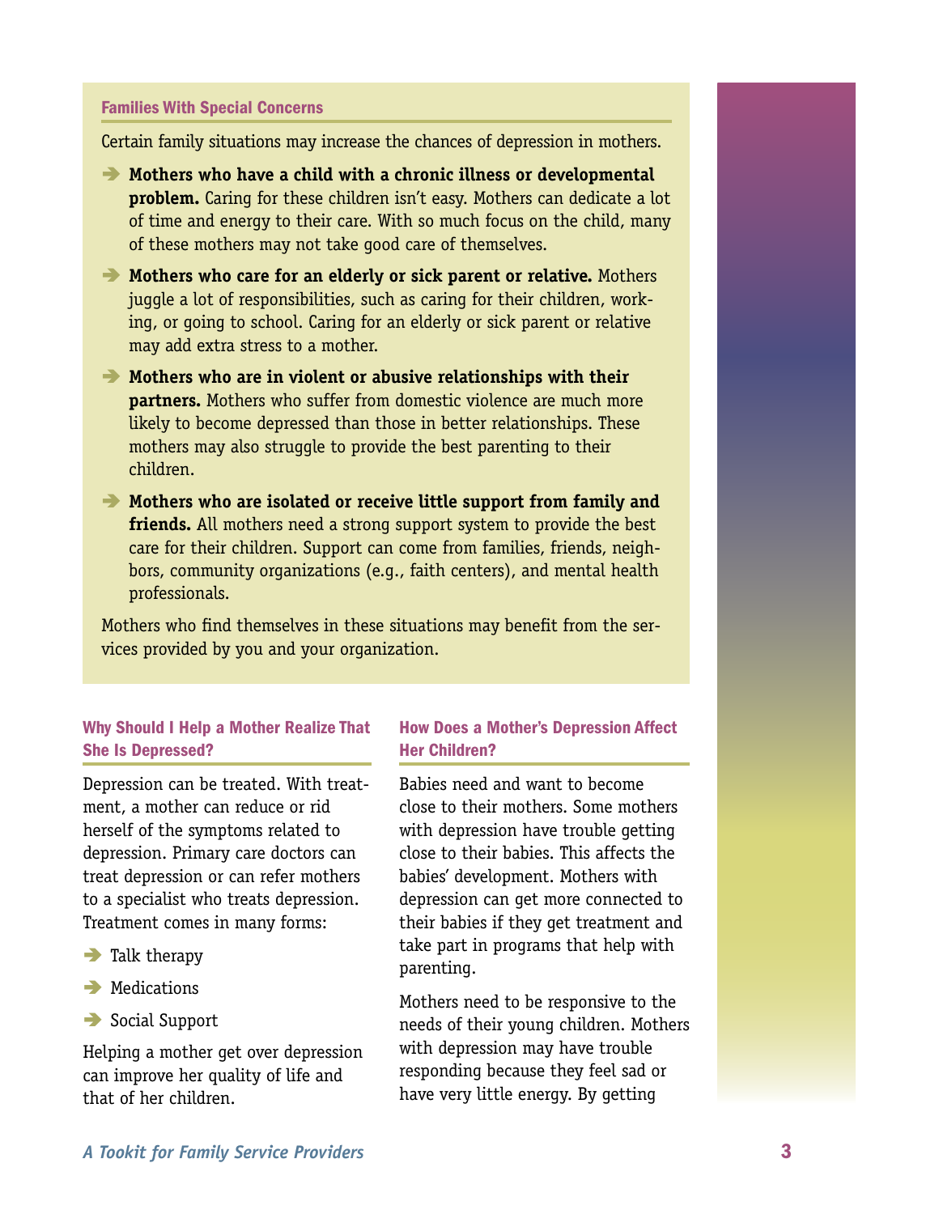### Families With Special Concerns

Certain family situations may increase the chances of depression in mothers.

- **Mothers who have a child with a chronic illness or developmental problem.** Caring for these children isn't easy. Mothers can dedicate a lot of time and energy to their care. With so much focus on the child, many of these mothers may not take good care of themselves.
- **Mothers who care for an elderly or sick parent or relative.** Mothers juggle a lot of responsibilities, such as caring for their children, working, or going to school. Caring for an elderly or sick parent or relative may add extra stress to a mother.
- **Mothers who are in violent or abusive relationships with their partners.** Mothers who suffer from domestic violence are much more likely to become depressed than those in better relationships. These mothers may also struggle to provide the best parenting to their children.
- **Mothers who are isolated or receive little support from family and friends.** All mothers need a strong support system to provide the best care for their children. Support can come from families, friends, neighbors, community organizations (e.g., faith centers), and mental health professionals.

Mothers who find themselves in these situations may benefit from the services provided by you and your organization.

### Why Should I Help a Mother Realize That She Is Depressed?

Depression can be treated. With treatment, a mother can reduce or rid herself of the symptoms related to depression. Primary care doctors can treat depression or can refer mothers to a specialist who treats depression. Treatment comes in many forms:

- Talk therapy
- Medications
- Social Support

Helping a mother get over depression can improve her quality of life and that of her children.

### How Does a Mother's Depression Affect Her Children?

Babies need and want to become close to their mothers. Some mothers with depression have trouble getting close to their babies. This affects the babies' development. Mothers with depression can get more connected to their babies if they get treatment and take part in programs that help with parenting.

Mothers need to be responsive to the needs of their young children. Mothers with depression may have trouble responding because they feel sad or have very little energy. By getting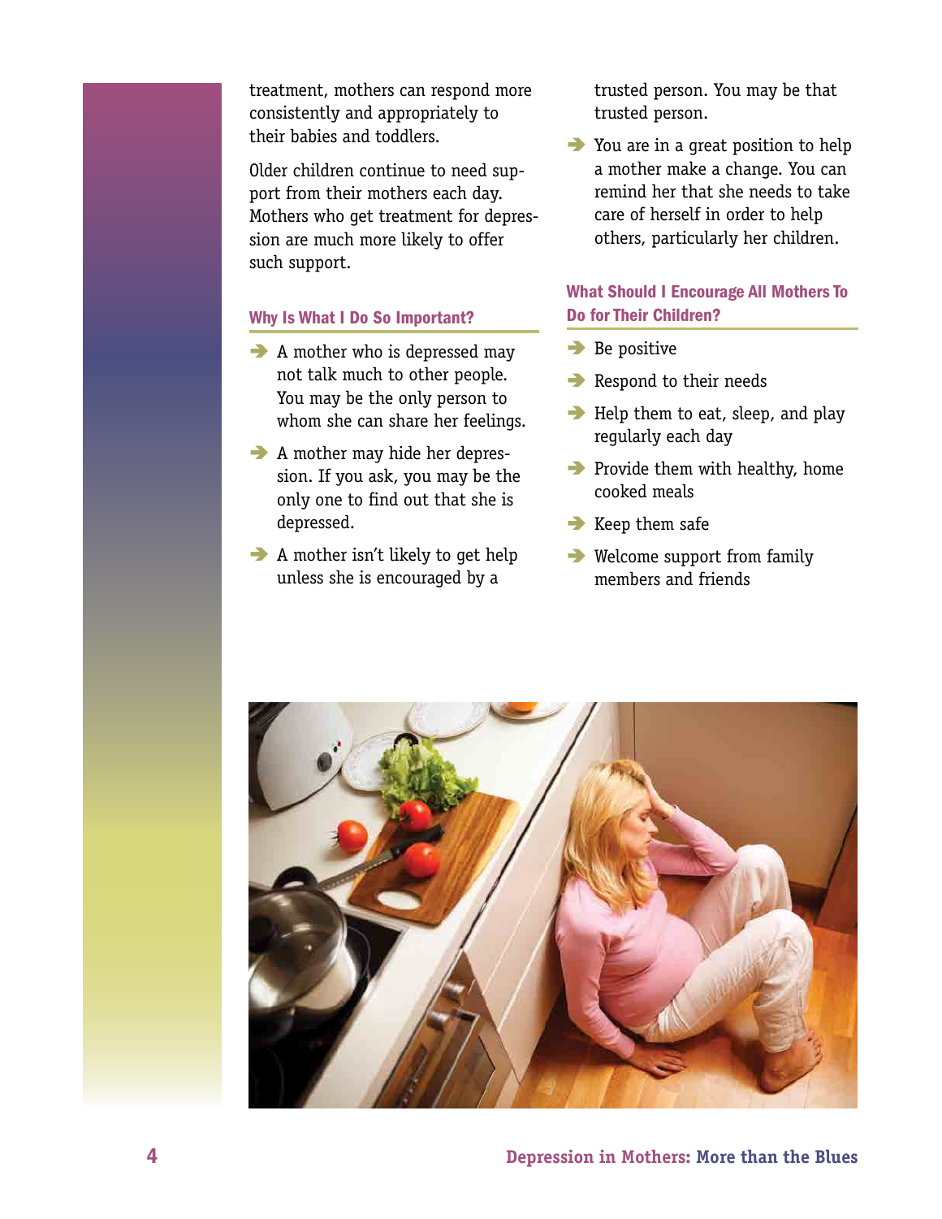treatment, mothers can respond more consistently and appropriately to their babies and toddlers.

Older children continue to need support from their mothers each day. Mothers who get treatment for depression are much more likely to offer such support.

### Why Is What I Do So Important?

- A mother who is depressed may not talk much to other people. You may be the only person to whom she can share her feelings.
- A mother may hide her depression. If you ask, you may be the only one to find out that she is depressed.
- A mother isn't likely to get help unless she is encouraged by a trusted person. You may be that trusted person.
- You are in a great position to help a mother make a change. You can remind her that she needs to take care of herself in order to help others, particularly her children.

### What Should I Encourage All Mothers To Do for Their Children?

- Be positive
- Respond to their needs
- Help them to eat, sleep, and play regularly each day
- Provide them with healthy, home cooked meals
- Keep them safe
- Welcome support from family members and friends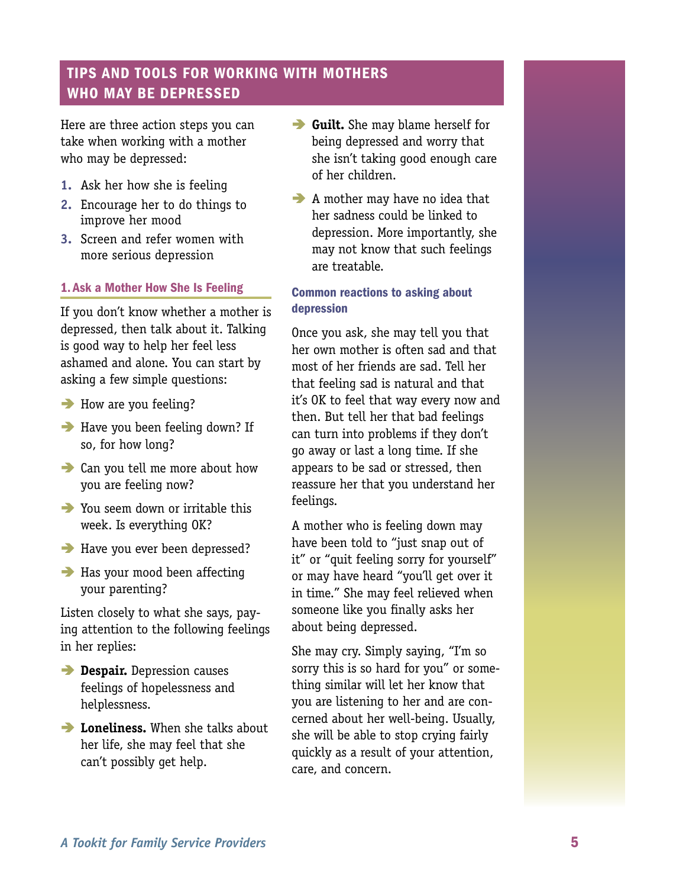## TIPS AND TOOLS FOR WORKING WITH MOTHERS WHO MAY BE DEPRESSED

Here are three action steps you can take when working with a mother who may be depressed:

1. Ask her how she is feeling
2. Encourage her to do things to improve her mood
3. Screen and refer women with more serious depression

### 1. Ask a Mother How She Is Feeling

If you don't know whether a mother is depressed, then talk about it. Talking is good way to help her feel less ashamed and alone. You can start by asking a few simple questions:

- How are you feeling?
- Have you been feeling down? If so, for how long?
- Can you tell me more about how you are feeling now?
- You seem down or irritable this week. Is everything OK?
- Have you ever been depressed?
- Has your mood been affecting your parenting?

Listen closely to what she says, paying attention to the following feelings in her replies:

- **Despair.** Depression causes feelings of hopelessness and helplessness.
- **Loneliness.** When she talks about her life, she may feel that she can't possibly get help.
- **Guilt.** She may blame herself for being depressed and worry that she isn't taking good enough care of her children.
- A mother may have no idea that her sadness could be linked to depression. More importantly, she may not know that such feelings are treatable.

#### Common reactions to asking about depression

Once you ask, she may tell you that her own mother is often sad and that most of her friends are sad. Tell her that feeling sad is natural and that it's OK to feel that way every now and then. But tell her that bad feelings can turn into problems if they don't go away or last a long time. If she appears to be sad or stressed, then reassure her that you understand her feelings.

A mother who is feeling down may have been told to "just snap out of it" or "quit feeling sorry for yourself" or may have heard "you'll get over it in time." She may feel relieved when someone like you finally asks her about being depressed.

She may cry. Simply saying, "I'm so sorry this is so hard for you" or something similar will let her know that you are listening to her and are concerned about her well-being. Usually, she will be able to stop crying fairly quickly as a result of your attention, care, and concern.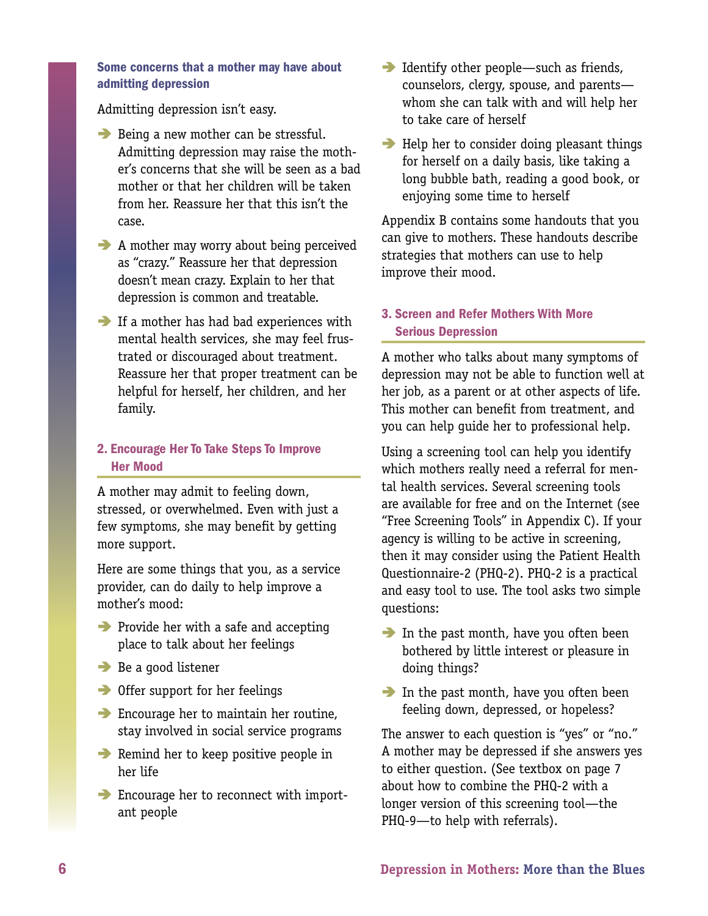### Some concerns that a mother may have about admitting depression

Admitting depression isn't easy.

- Being a new mother can be stressful. Admitting depression may raise the mother's concerns that she will be seen as a bad mother or that her children will be taken from her. Reassure her that this isn't the case.
- A mother may worry about being perceived as "crazy." Reassure her that depression doesn't mean crazy. Explain to her that depression is common and treatable.
- If a mother has had bad experiences with mental health services, she may feel frustrated or discouraged about treatment. Reassure her that proper treatment can be helpful for herself, her children, and her family.

## 2. Encourage Her To Take Steps To Improve Her Mood

A mother may admit to feeling down, stressed, or overwhelmed. Even with just a few symptoms, she may benefit by getting more support.

Here are some things that you, as a service provider, can do daily to help improve a mother's mood:

- Provide her with a safe and accepting place to talk about her feelings
- Be a good listener
- Offer support for her feelings
- Encourage her to maintain her routine, stay involved in social service programs
- Remind her to keep positive people in her life
- Encourage her to reconnect with important people
- Identify other people—such as friends, counselors, clergy, spouse, and parents—whom she can talk with and will help her to take care of herself
- Help her to consider doing pleasant things for herself on a daily basis, like taking a long bubble bath, reading a good book, or enjoying some time to herself

Appendix B contains some handouts that you can give to mothers. These handouts describe strategies that mothers can use to help improve their mood.

## 3. Screen and Refer Mothers With More Serious Depression

A mother who talks about many symptoms of depression may not be able to function well at her job, as a parent or at other aspects of life. This mother can benefit from treatment, and you can help guide her to professional help.

Using a screening tool can help you identify which mothers really need a referral for mental health services. Several screening tools are available for free and on the Internet (see "Free Screening Tools" in Appendix C). If your agency is willing to be active in screening, then it may consider using the Patient Health Questionnaire-2 (PHQ-2). PHQ-2 is a practical and easy tool to use. The tool asks two simple questions:

- In the past month, have you often been bothered by little interest or pleasure in doing things?
- In the past month, have you often been feeling down, depressed, or hopeless?

The answer to each question is "yes" or "no." A mother may be depressed if she answers yes to either question. (See textbox on page 7 about how to combine the PHQ-2 with a longer version of this screening tool—the PHQ-9—to help with referrals).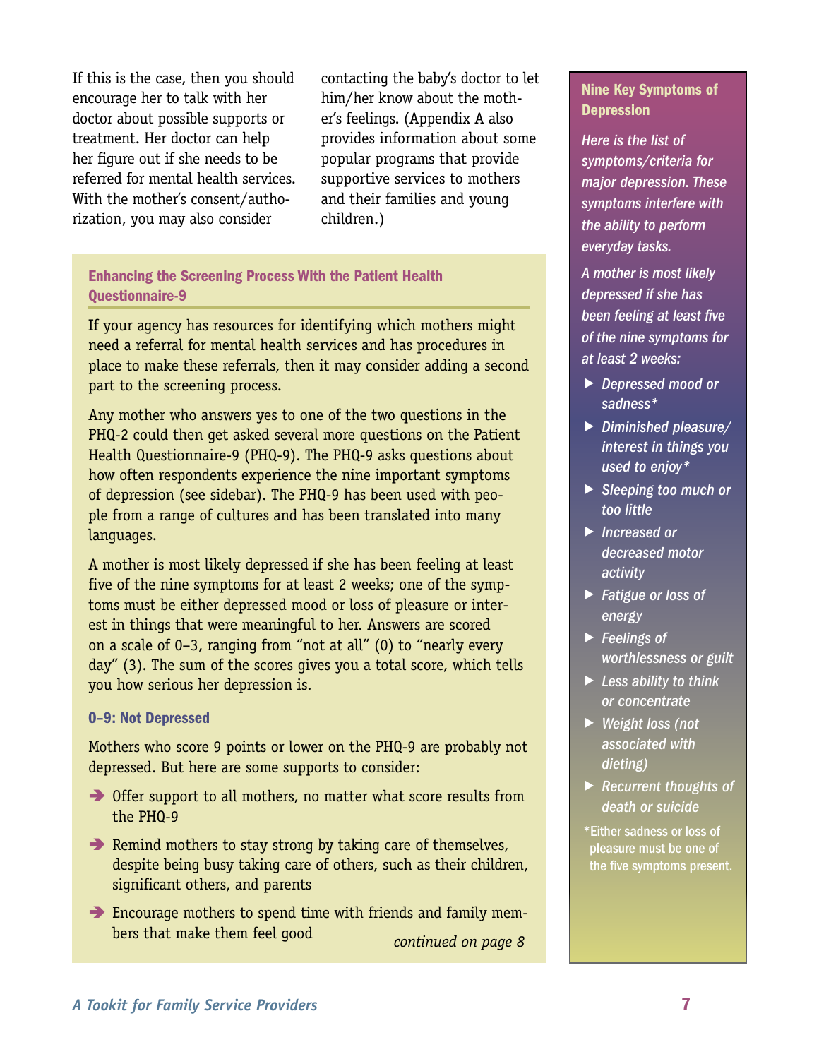If this is the case, then you should encourage her to talk with her doctor about possible supports or treatment. Her doctor can help her figure out if she needs to be referred for mental health services. With the mother's consent/authorization, you may also consider contacting the baby's doctor to let him/her know about the mother's feelings. (Appendix A also provides information about some popular programs that provide supportive services to mothers and their families and young children.)

### Enhancing the Screening Process With the Patient Health Questionnaire-9

If your agency has resources for identifying which mothers might need a referral for mental health services and has procedures in place to make these referrals, then it may consider adding a second part to the screening process.

Any mother who answers yes to one of the two questions in the PHQ-2 could then get asked several more questions on the Patient Health Questionnaire-9 (PHQ-9). The PHQ-9 asks questions about how often respondents experience the nine important symptoms of depression (see sidebar). The PHQ-9 has been used with people from a range of cultures and has been translated into many languages.

A mother is most likely depressed if she has been feeling at least five of the nine symptoms for at least 2 weeks; one of the symptoms must be either depressed mood or loss of pleasure or interest in things that were meaningful to her. Answers are scored on a scale of 0–3, ranging from "not at all" (0) to "nearly every day" (3). The sum of the scores gives you a total score, which tells you how serious her depression is.

#### 0–9: Not Depressed

Mothers who score 9 points or lower on the PHQ-9 are probably not depressed. But here are some supports to consider:

- Offer support to all mothers, no matter what score results from the PHQ-9
- Remind mothers to stay strong by taking care of themselves, despite being busy taking care of others, such as their children, significant others, and parents
- Encourage mothers to spend time with friends and family members that make them feel good

*continued on page 8*

### Nine Key Symptoms of Depression

*Here is the list of symptoms/criteria for major depression. These symptoms interfere with the ability to perform everyday tasks.*

*A mother is most likely depressed if she has been feeling at least five of the nine symptoms for at least 2 weeks:*

- *Depressed mood or sadness**
- *Diminished pleasure/interest in things you used to enjoy**
- *Sleeping too much or too little*
- *Increased or decreased motor activity*
- *Fatigue or loss of energy*
- *Feelings of worthlessness or guilt*
- *Less ability to think or concentrate*
- *Weight loss (not associated with dieting)*
- *Recurrent thoughts of death or suicide*

*Either sadness or loss of pleasure must be one of the five symptoms present.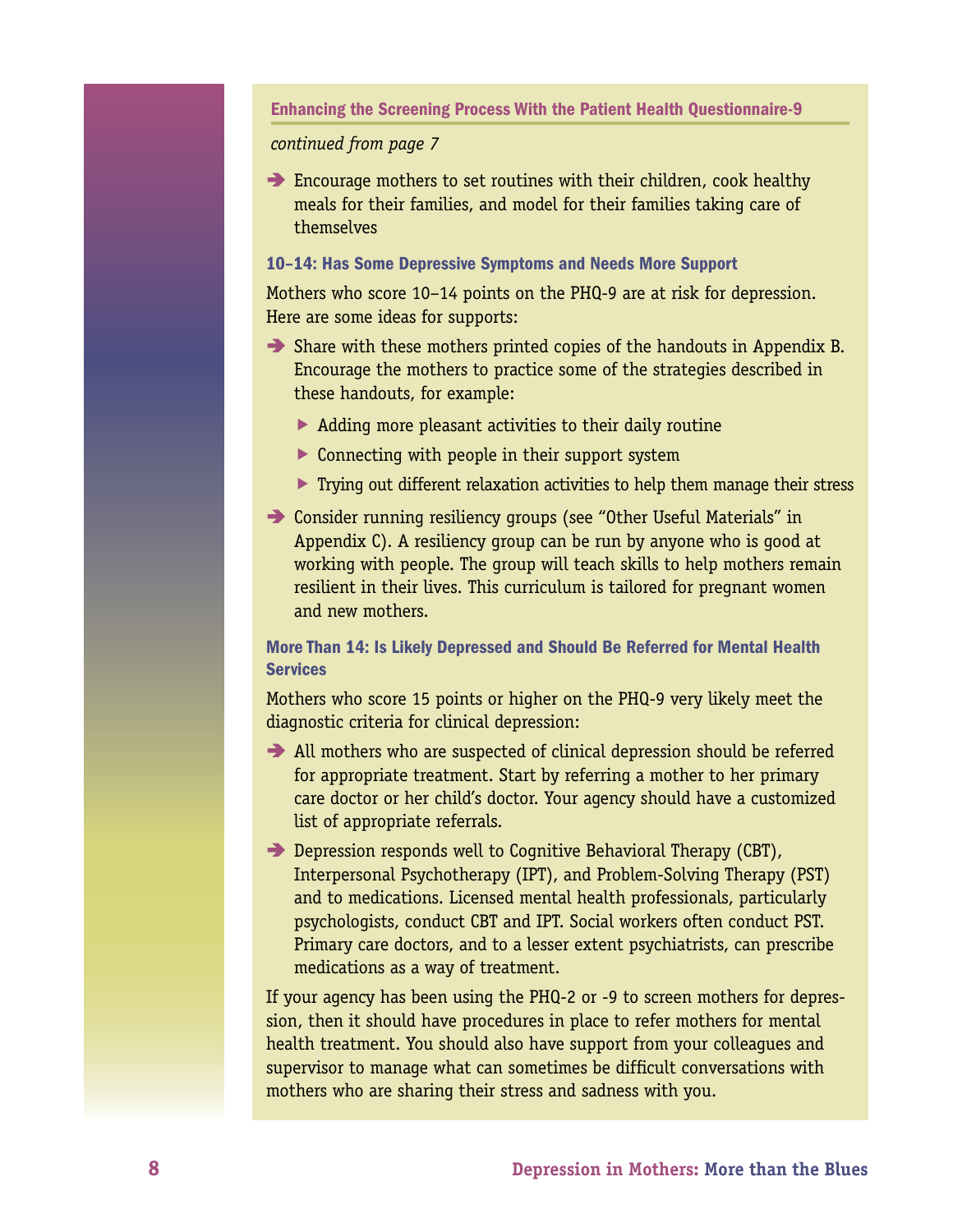### Enhancing the Screening Process With the Patient Health Questionnaire-9

*continued from page 7*

- Encourage mothers to set routines with their children, cook healthy meals for their families, and model for their families taking care of themselves

#### 10–14: Has Some Depressive Symptoms and Needs More Support

Mothers who score 10–14 points on the PHQ-9 are at risk for depression. Here are some ideas for supports:

- Share with these mothers printed copies of the handouts in Appendix B. Encourage the mothers to practice some of the strategies described in these handouts, for example:
  - Adding more pleasant activities to their daily routine
  - Connecting with people in their support system
  - Trying out different relaxation activities to help them manage their stress
- Consider running resiliency groups (see "Other Useful Materials" in Appendix C). A resiliency group can be run by anyone who is good at working with people. The group will teach skills to help mothers remain resilient in their lives. This curriculum is tailored for pregnant women and new mothers.

#### More Than 14: Is Likely Depressed and Should Be Referred for Mental Health Services

Mothers who score 15 points or higher on the PHQ-9 very likely meet the diagnostic criteria for clinical depression:

- All mothers who are suspected of clinical depression should be referred for appropriate treatment. Start by referring a mother to her primary care doctor or her child's doctor. Your agency should have a customized list of appropriate referrals.
- Depression responds well to Cognitive Behavioral Therapy (CBT), Interpersonal Psychotherapy (IPT), and Problem-Solving Therapy (PST) and to medications. Licensed mental health professionals, particularly psychologists, conduct CBT and IPT. Social workers often conduct PST. Primary care doctors, and to a lesser extent psychiatrists, can prescribe medications as a way of treatment.

If your agency has been using the PHQ-2 or -9 to screen mothers for depression, then it should have procedures in place to refer mothers for mental health treatment. You should also have support from your colleagues and supervisor to manage what can sometimes be difficult conversations with mothers who are sharing their stress and sadness with you.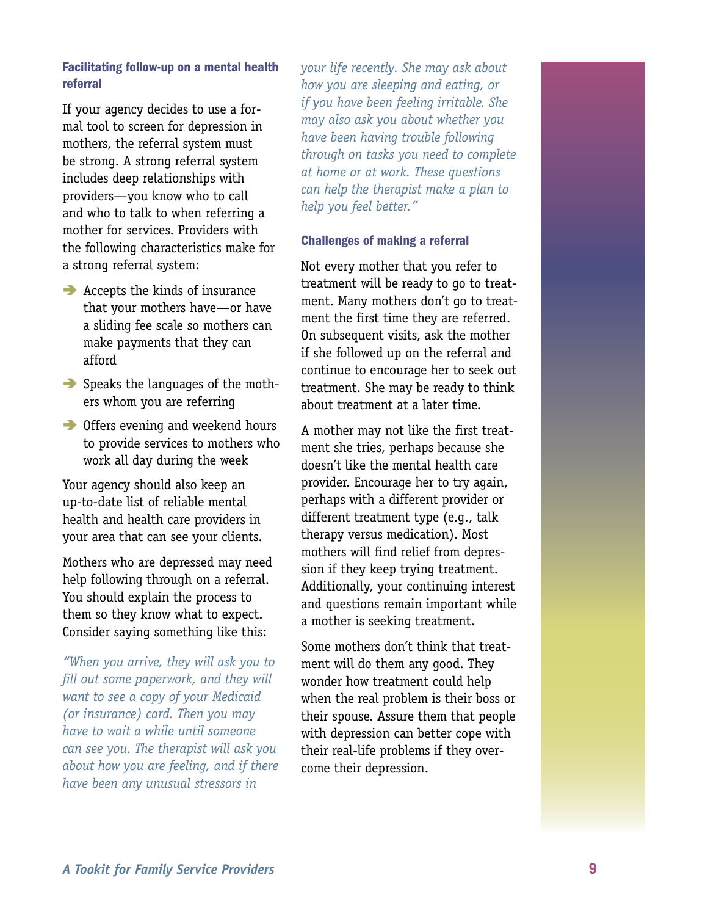### Facilitating follow-up on a mental health referral

If your agency decides to use a formal tool to screen for depression in mothers, the referral system must be strong. A strong referral system includes deep relationships with providers—you know who to call and who to talk to when referring a mother for services. Providers with the following characteristics make for a strong referral system:

- Accepts the kinds of insurance that your mothers have—or have a sliding fee scale so mothers can make payments that they can afford
- Speaks the languages of the mothers whom you are referring
- Offers evening and weekend hours to provide services to mothers who work all day during the week

Your agency should also keep an up-to-date list of reliable mental health and health care providers in your area that can see your clients.

Mothers who are depressed may need help following through on a referral. You should explain the process to them so they know what to expect. Consider saying something like this:

*"When you arrive, they will ask you to fill out some paperwork, and they will want to see a copy of your Medicaid (or insurance) card. Then you may have to wait a while until someone can see you. The therapist will ask you about how you are feeling, and if there have been any unusual stressors in your life recently. She may ask about how you are sleeping and eating, or if you have been feeling irritable. She may also ask you about whether you have been having trouble following through on tasks you need to complete at home or at work. These questions can help the therapist make a plan to help you feel better."*

### Challenges of making a referral

Not every mother that you refer to treatment will be ready to go to treatment. Many mothers don't go to treatment the first time they are referred. On subsequent visits, ask the mother if she followed up on the referral and continue to encourage her to seek out treatment. She may be ready to think about treatment at a later time.

A mother may not like the first treatment she tries, perhaps because she doesn't like the mental health care provider. Encourage her to try again, perhaps with a different provider or different treatment type (e.g., talk therapy versus medication). Most mothers will find relief from depression if they keep trying treatment. Additionally, your continuing interest and questions remain important while a mother is seeking treatment.

Some mothers don't think that treatment will do them any good. They wonder how treatment could help when the real problem is their boss or their spouse. Assure them that people with depression can better cope with their real-life problems if they overcome their depression.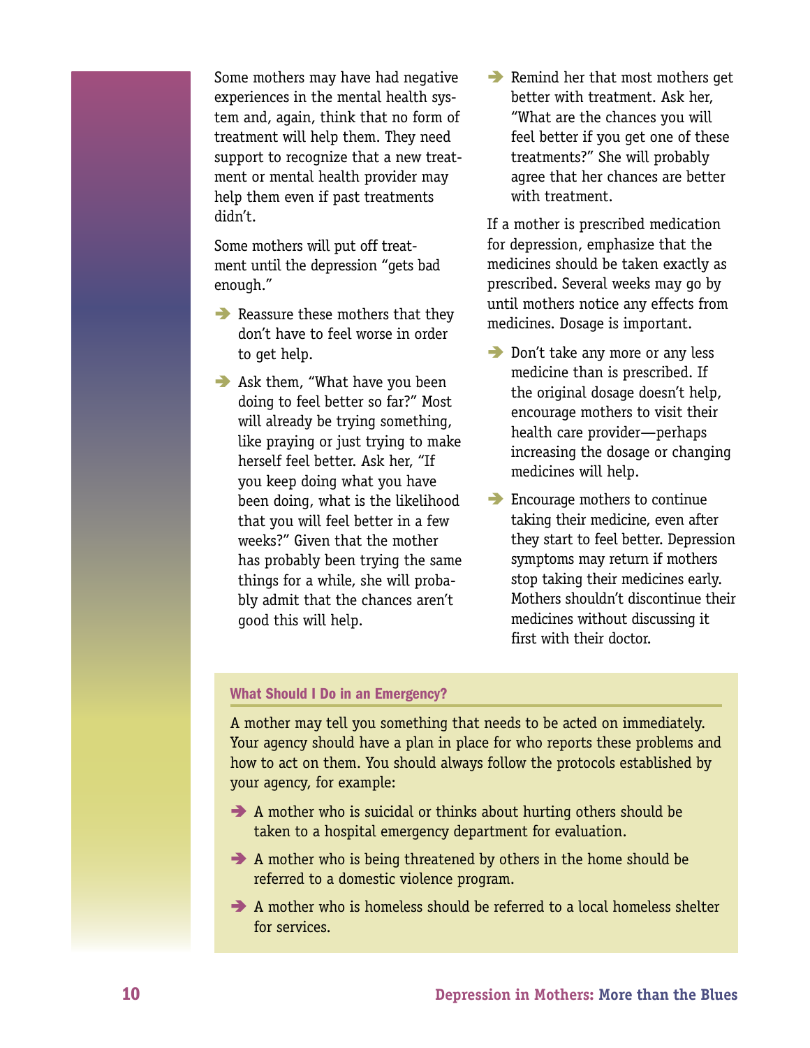Some mothers may have had negative experiences in the mental health system and, again, think that no form of treatment will help them. They need support to recognize that a new treatment or mental health provider may help them even if past treatments didn't.

Some mothers will put off treatment until the depression "gets bad enough."

- Reassure these mothers that they don't have to feel worse in order to get help.
- Ask them, "What have you been doing to feel better so far?" Most will already be trying something, like praying or just trying to make herself feel better. Ask her, "If you keep doing what you have been doing, what is the likelihood that you will feel better in a few weeks?" Given that the mother has probably been trying the same things for a while, she will probably admit that the chances aren't good this will help.
- Remind her that most mothers get better with treatment. Ask her, "What are the chances you will feel better if you get one of these treatments?" She will probably agree that her chances are better with treatment.

If a mother is prescribed medication for depression, emphasize that the medicines should be taken exactly as prescribed. Several weeks may go by until mothers notice any effects from medicines. Dosage is important.

- Don't take any more or any less medicine than is prescribed. If the original dosage doesn't help, encourage mothers to visit their health care provider—perhaps increasing the dosage or changing medicines will help.
- Encourage mothers to continue taking their medicine, even after they start to feel better. Depression symptoms may return if mothers stop taking their medicines early. Mothers shouldn't discontinue their medicines without discussing it first with their doctor.

### What Should I Do in an Emergency?

A mother may tell you something that needs to be acted on immediately. Your agency should have a plan in place for who reports these problems and how to act on them. You should always follow the protocols established by your agency, for example:

- A mother who is suicidal or thinks about hurting others should be taken to a hospital emergency department for evaluation.
- A mother who is being threatened by others in the home should be referred to a domestic violence program.
- A mother who is homeless should be referred to a local homeless shelter for services.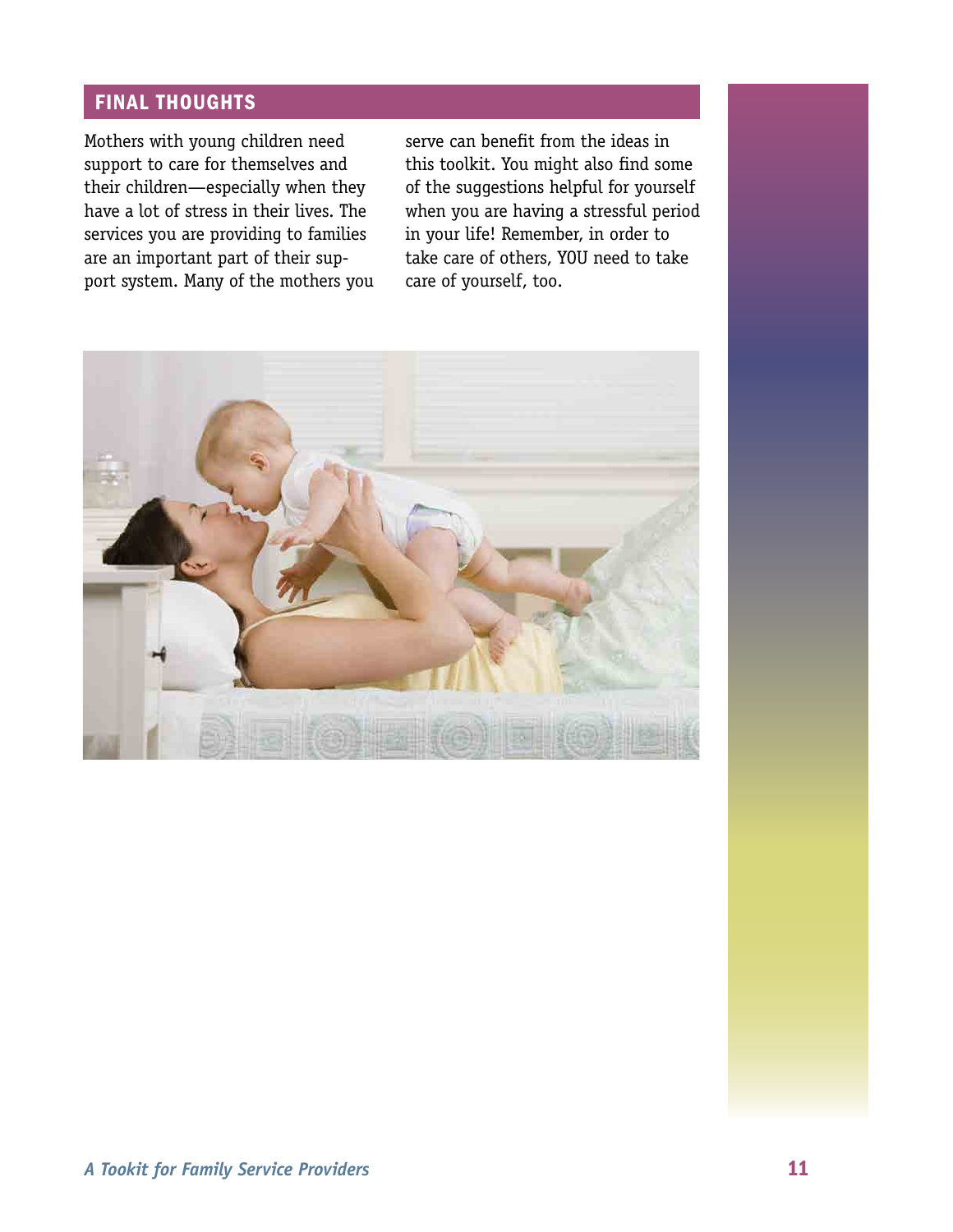## FINAL THOUGHTS

Mothers with young children need support to care for themselves and their children—especially when they have a lot of stress in their lives. The services you are providing to families are an important part of their support system. Many of the mothers you serve can benefit from the ideas in this toolkit. You might also find some of the suggestions helpful for yourself when you are having a stressful period in your life! Remember, in order to take care of others, YOU need to take care of yourself, too.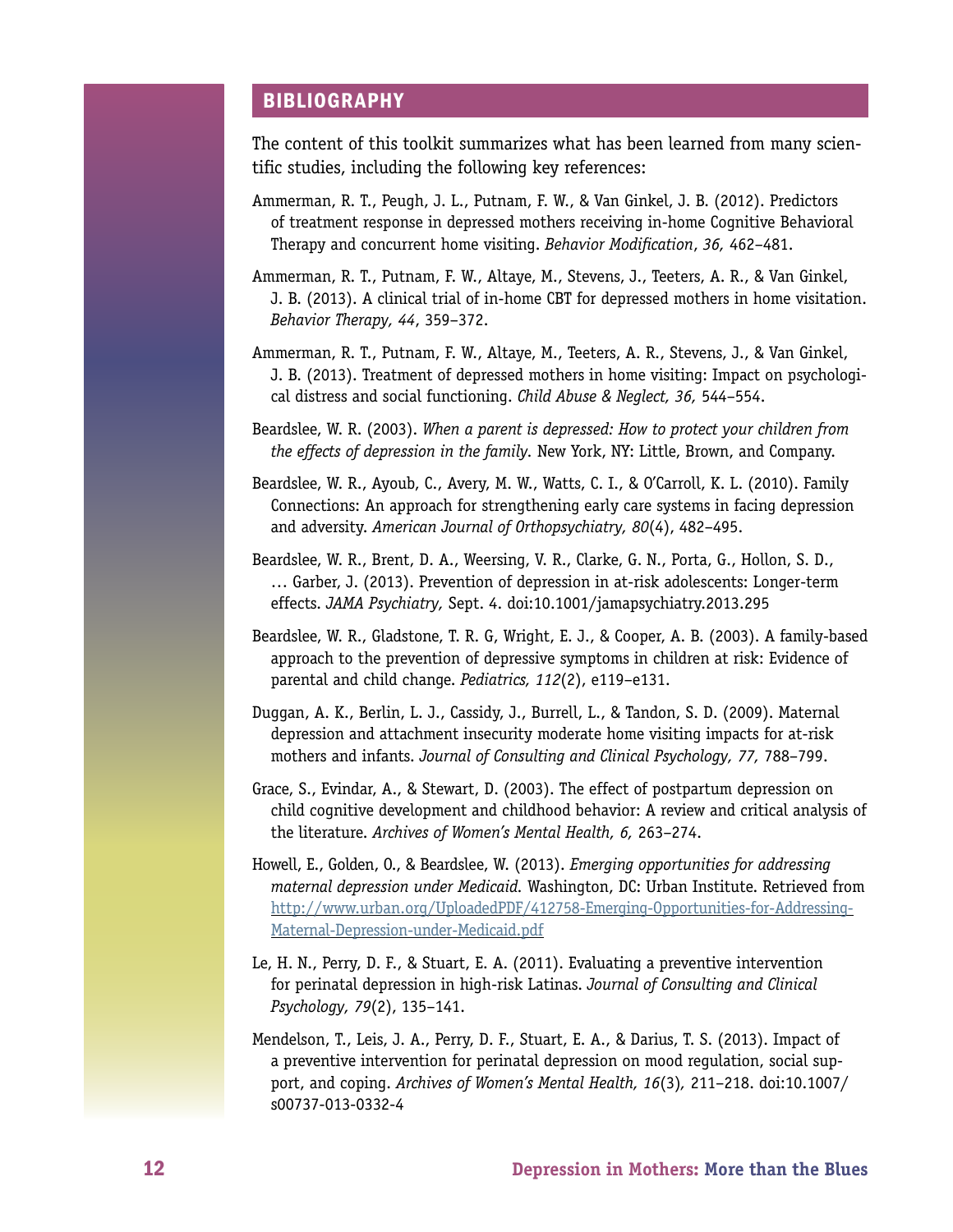## BIBLIOGRAPHY

The content of this toolkit summarizes what has been learned from many scientific studies, including the following key references:

Ammerman, R. T., Peugh, J. L., Putnam, F. W., & Van Ginkel, J. B. (2012). Predictors of treatment response in depressed mothers receiving in-home Cognitive Behavioral Therapy and concurrent home visiting. *Behavior Modification*, *36,* 462–481.

Ammerman, R. T., Putnam, F. W., Altaye, M., Stevens, J., Teeters, A. R., & Van Ginkel, J. B. (2013). A clinical trial of in-home CBT for depressed mothers in home visitation. *Behavior Therapy*, *44*, 359–372.

Ammerman, R. T., Putnam, F. W., Altaye, M., Teeters, A. R., Stevens, J., & Van Ginkel, J. B. (2013). Treatment of depressed mothers in home visiting: Impact on psychological distress and social functioning. *Child Abuse & Neglect, 36,* 544–554.

Beardslee, W. R. (2003). *When a parent is depressed: How to protect your children from the effects of depression in the family.* New York, NY: Little, Brown, and Company.

Beardslee, W. R., Ayoub, C., Avery, M. W., Watts, C. I., & O'Carroll, K. L. (2010). Family Connections: An approach for strengthening early care systems in facing depression and adversity. *American Journal of Orthopsychiatry, 80*(4), 482–495.

Beardslee, W. R., Brent, D. A., Weersing, V. R., Clarke, G. N., Porta, G., Hollon, S. D., … Garber, J. (2013). Prevention of depression in at-risk adolescents: Longer-term effects. *JAMA Psychiatry,* Sept. 4. doi:10.1001/jamapsychiatry.2013.295

Beardslee, W. R., Gladstone, T. R. G, Wright, E. J., & Cooper, A. B. (2003). A family-based approach to the prevention of depressive symptoms in children at risk: Evidence of parental and child change. *Pediatrics, 112*(2), e119–e131.

Duggan, A. K., Berlin, L. J., Cassidy, J., Burrell, L., & Tandon, S. D. (2009). Maternal depression and attachment insecurity moderate home visiting impacts for at-risk mothers and infants. *Journal of Consulting and Clinical Psychology, 77,* 788–799.

Grace, S., Evindar, A., & Stewart, D. (2003). The effect of postpartum depression on child cognitive development and childhood behavior: A review and critical analysis of the literature. *Archives of Women's Mental Health, 6,* 263–274.

Howell, E., Golden, O., & Beardslee, W. (2013). *Emerging opportunities for addressing maternal depression under Medicaid.* Washington, DC: Urban Institute. Retrieved from http://www.urban.org/UploadedPDF/412758-Emerging-Opportunities-for-Addressing-Maternal-Depression-under-Medicaid.pdf

Le, H. N., Perry, D. F., & Stuart, E. A. (2011). Evaluating a preventive intervention for perinatal depression in high-risk Latinas. *Journal of Consulting and Clinical Psychology, 79*(2), 135–141.

Mendelson, T., Leis, J. A., Perry, D. F., Stuart, E. A., & Darius, T. S. (2013). Impact of a preventive intervention for perinatal depression on mood regulation, social support, and coping. *Archives of Women's Mental Health, 16*(3)*,* 211–218. doi:10.1007/s00737-013-0332-4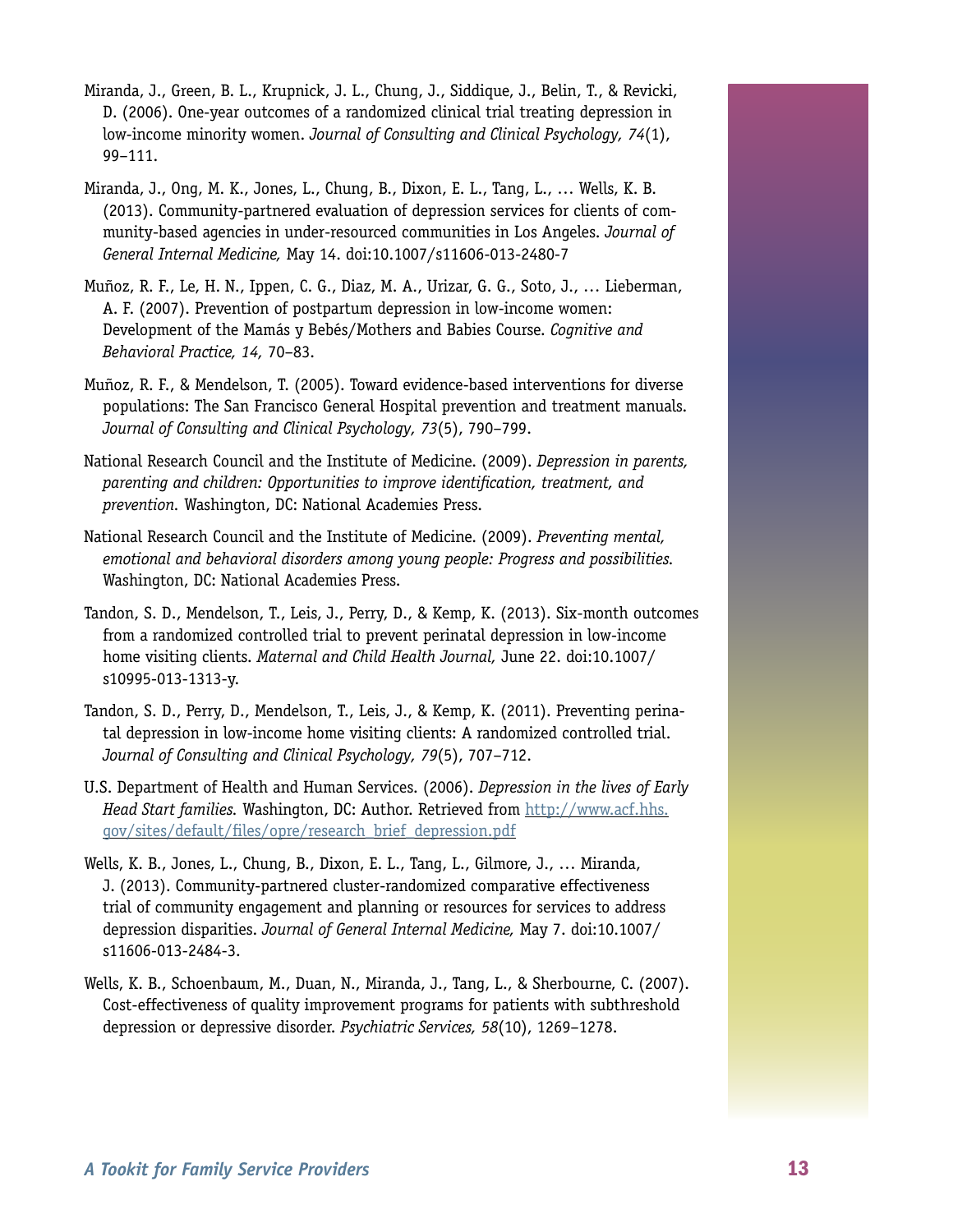Miranda, J., Green, B. L., Krupnick, J. L., Chung, J., Siddique, J., Belin, T., & Revicki, D. (2006). One-year outcomes of a randomized clinical trial treating depression in low-income minority women. *Journal of Consulting and Clinical Psychology, 74*(1), 99–111.

Miranda, J., Ong, M. K., Jones, L., Chung, B., Dixon, E. L., Tang, L., … Wells, K. B. (2013). Community-partnered evaluation of depression services for clients of community-based agencies in under-resourced communities in Los Angeles. *Journal of General Internal Medicine,* May 14. doi:10.1007/s11606-013-2480-7

Muñoz, R. F., Le, H. N., Ippen, C. G., Diaz, M. A., Urizar, G. G., Soto, J., … Lieberman, A. F. (2007). Prevention of postpartum depression in low-income women: Development of the Mamás y Bebés/Mothers and Babies Course. *Cognitive and Behavioral Practice, 14,* 70–83.

Muñoz, R. F., & Mendelson, T. (2005). Toward evidence-based interventions for diverse populations: The San Francisco General Hospital prevention and treatment manuals. *Journal of Consulting and Clinical Psychology, 73*(5), 790–799.

National Research Council and the Institute of Medicine. (2009). *Depression in parents, parenting and children: Opportunities to improve identification, treatment, and prevention.* Washington, DC: National Academies Press.

National Research Council and the Institute of Medicine. (2009). *Preventing mental, emotional and behavioral disorders among young people: Progress and possibilities.* Washington, DC: National Academies Press.

Tandon, S. D., Mendelson, T., Leis, J., Perry, D., & Kemp, K. (2013). Six-month outcomes from a randomized controlled trial to prevent perinatal depression in low-income home visiting clients. *Maternal and Child Health Journal,* June 22. doi:10.1007/s10995-013-1313-y.

Tandon, S. D., Perry, D., Mendelson, T., Leis, J., & Kemp, K. (2011). Preventing perinatal depression in low-income home visiting clients: A randomized controlled trial. *Journal of Consulting and Clinical Psychology, 79*(5), 707–712.

U.S. Department of Health and Human Services. (2006). *Depression in the lives of Early Head Start families.* Washington, DC: Author. Retrieved from http://www.acf.hhs.gov/sites/default/files/opre/research_brief_depression.pdf

Wells, K. B., Jones, L., Chung, B., Dixon, E. L., Tang, L., Gilmore, J., … Miranda, J. (2013). Community-partnered cluster-randomized comparative effectiveness trial of community engagement and planning or resources for services to address depression disparities. *Journal of General Internal Medicine,* May 7. doi:10.1007/s11606-013-2484-3.

Wells, K. B., Schoenbaum, M., Duan, N., Miranda, J., Tang, L., & Sherbourne, C. (2007). Cost-effectiveness of quality improvement programs for patients with subthreshold depression or depressive disorder. *Psychiatric Services, 58*(10), 1269–1278.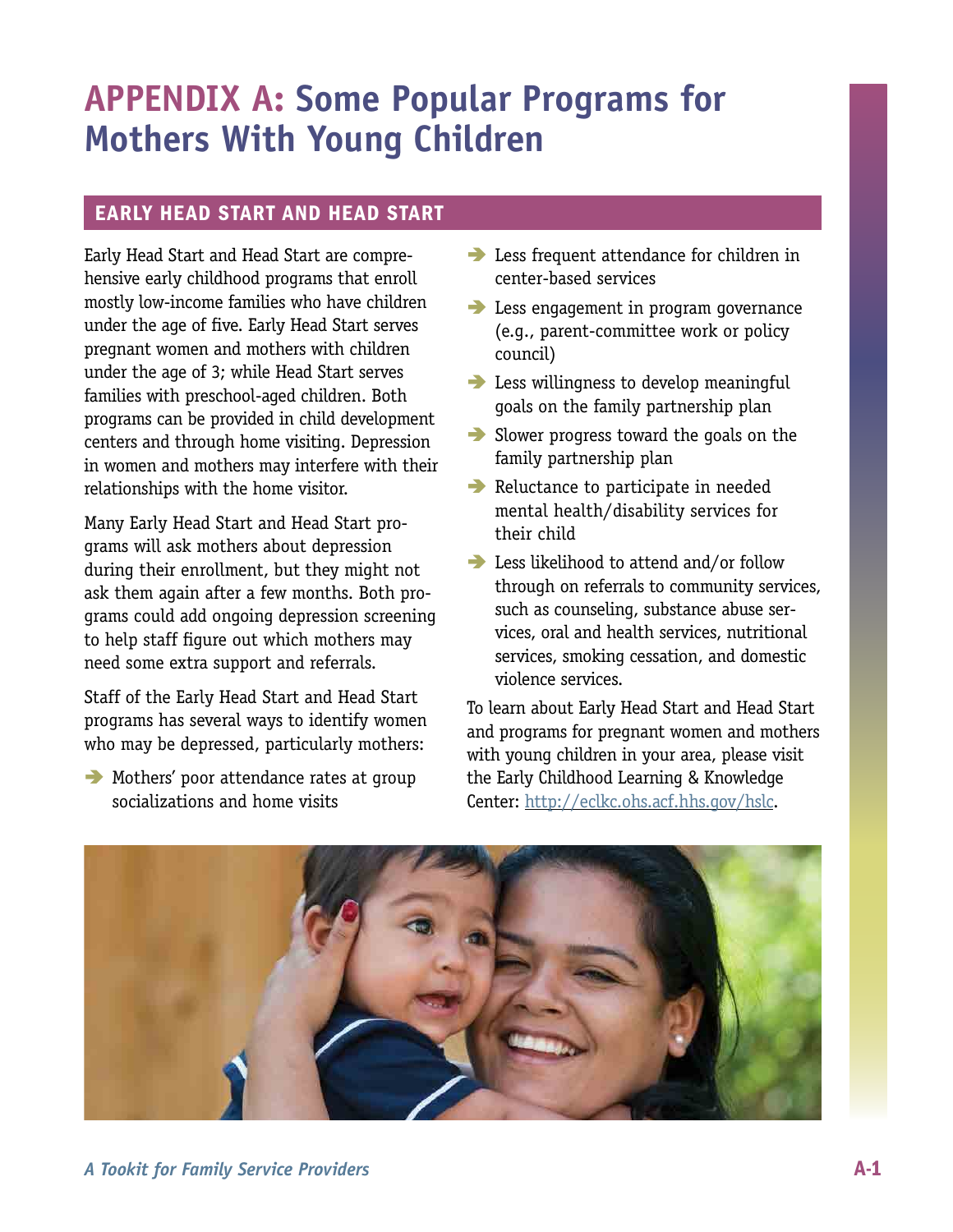# APPENDIX A: Some Popular Programs for Mothers With Young Children

## EARLY HEAD START AND HEAD START

Early Head Start and Head Start are comprehensive early childhood programs that enroll mostly low-income families who have children under the age of five. Early Head Start serves pregnant women and mothers with children under the age of 3; while Head Start serves families with preschool-aged children. Both programs can be provided in child development centers and through home visiting. Depression in women and mothers may interfere with their relationships with the home visitor.

Many Early Head Start and Head Start programs will ask mothers about depression during their enrollment, but they might not ask them again after a few months. Both programs could add ongoing depression screening to help staff figure out which mothers may need some extra support and referrals.

Staff of the Early Head Start and Head Start programs has several ways to identify women who may be depressed, particularly mothers:

- Mothers' poor attendance rates at group socializations and home visits
- Less frequent attendance for children in center-based services
- Less engagement in program governance (e.g., parent-committee work or policy council)
- Less willingness to develop meaningful goals on the family partnership plan
- Slower progress toward the goals on the family partnership plan
- Reluctance to participate in needed mental health/disability services for their child
- Less likelihood to attend and/or follow through on referrals to community services, such as counseling, substance abuse services, oral and health services, nutritional services, smoking cessation, and domestic violence services.

To learn about Early Head Start and Head Start and programs for pregnant women and mothers with young children in your area, please visit the Early Childhood Learning & Knowledge Center: http://eclkc.ohs.acf.hhs.gov/hslc.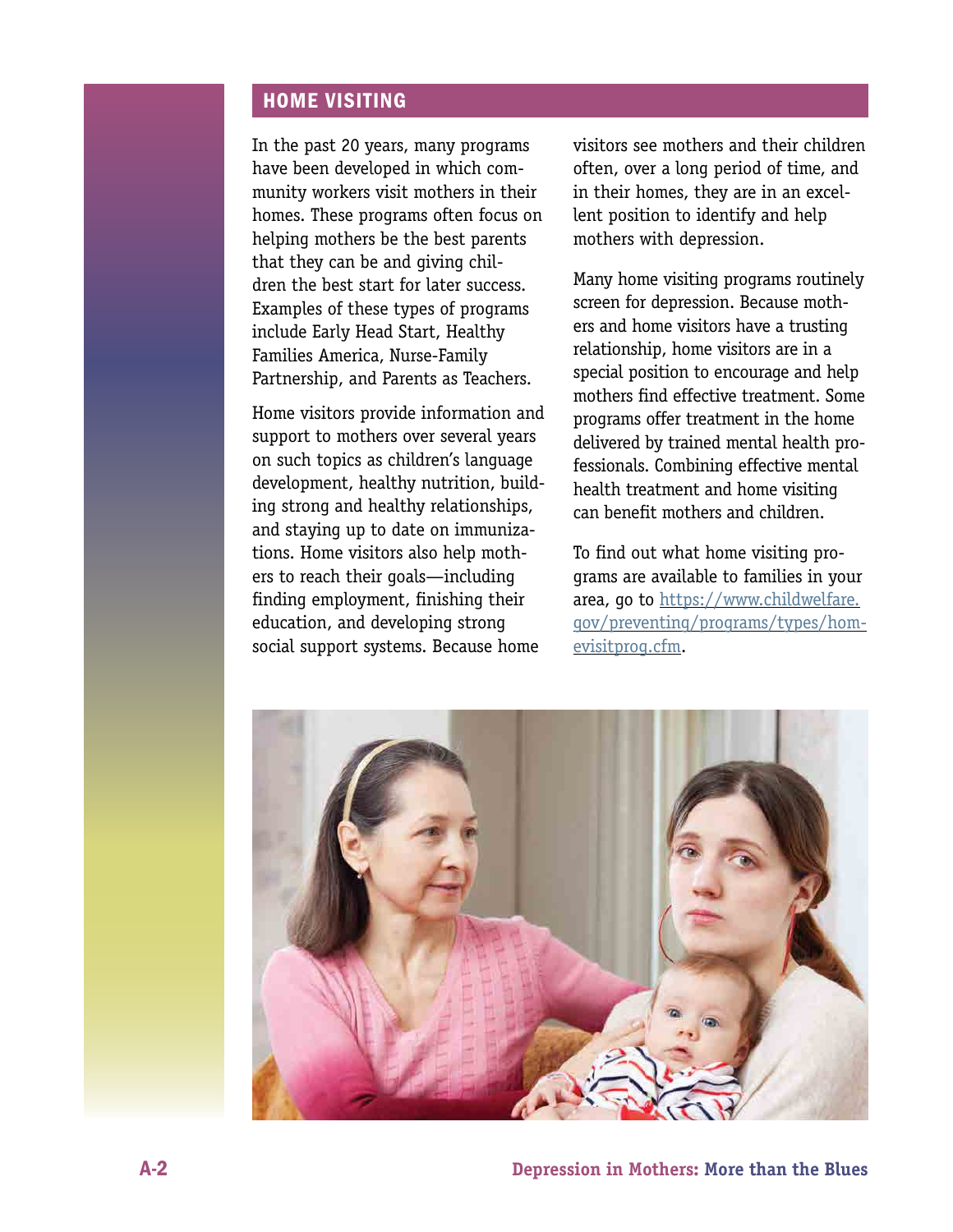## HOME VISITING

In the past 20 years, many programs have been developed in which community workers visit mothers in their homes. These programs often focus on helping mothers be the best parents that they can be and giving children the best start for later success. Examples of these types of programs include Early Head Start, Healthy Families America, Nurse-Family Partnership, and Parents as Teachers.

Home visitors provide information and support to mothers over several years on such topics as children's language development, healthy nutrition, building strong and healthy relationships, and staying up to date on immunizations. Home visitors also help mothers to reach their goals—including finding employment, finishing their education, and developing strong social support systems. Because home visitors see mothers and their children often, over a long period of time, and in their homes, they are in an excellent position to identify and help mothers with depression.

Many home visiting programs routinely screen for depression. Because mothers and home visitors have a trusting relationship, home visitors are in a special position to encourage and help mothers find effective treatment. Some programs offer treatment in the home delivered by trained mental health professionals. Combining effective mental health treatment and home visiting can benefit mothers and children.

To find out what home visiting programs are available to families in your area, go to https://www.childwelfare.gov/preventing/programs/types/homevisitprog.cfm.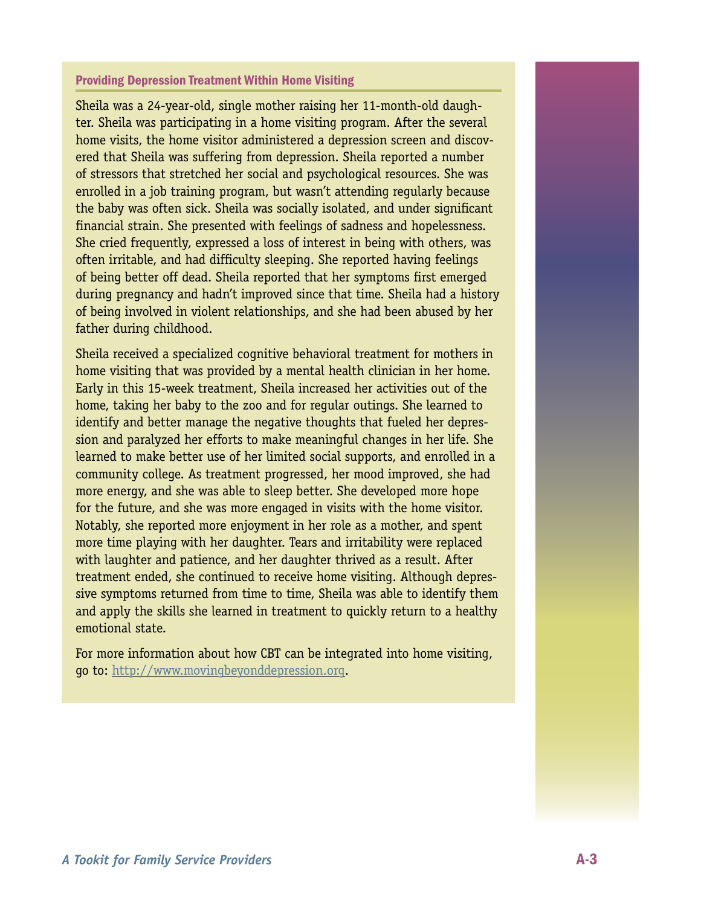### Providing Depression Treatment Within Home Visiting

Sheila was a 24-year-old, single mother raising her 11-month-old daughter. Sheila was participating in a home visiting program. After the several home visits, the home visitor administered a depression screen and discovered that Sheila was suffering from depression. Sheila reported a number of stressors that stretched her social and psychological resources. She was enrolled in a job training program, but wasn't attending regularly because the baby was often sick. Sheila was socially isolated, and under significant financial strain. She presented with feelings of sadness and hopelessness. She cried frequently, expressed a loss of interest in being with others, was often irritable, and had difficulty sleeping. She reported having feelings of being better off dead. Sheila reported that her symptoms first emerged during pregnancy and hadn't improved since that time. Sheila had a history of being involved in violent relationships, and she had been abused by her father during childhood.

Sheila received a specialized cognitive behavioral treatment for mothers in home visiting that was provided by a mental health clinician in her home. Early in this 15-week treatment, Sheila increased her activities out of the home, taking her baby to the zoo and for regular outings. She learned to identify and better manage the negative thoughts that fueled her depression and paralyzed her efforts to make meaningful changes in her life. She learned to make better use of her limited social supports, and enrolled in a community college. As treatment progressed, her mood improved, she had more energy, and she was able to sleep better. She developed more hope for the future, and she was more engaged in visits with the home visitor. Notably, she reported more enjoyment in her role as a mother, and spent more time playing with her daughter. Tears and irritability were replaced with laughter and patience, and her daughter thrived as a result. After treatment ended, she continued to receive home visiting. Although depressive symptoms returned from time to time, Sheila was able to identify them and apply the skills she learned in treatment to quickly return to a healthy emotional state.

For more information about how CBT can be integrated into home visiting, go to: [http://www.movingbeyonddepression.org](http://www.movingbeyonddepression.org).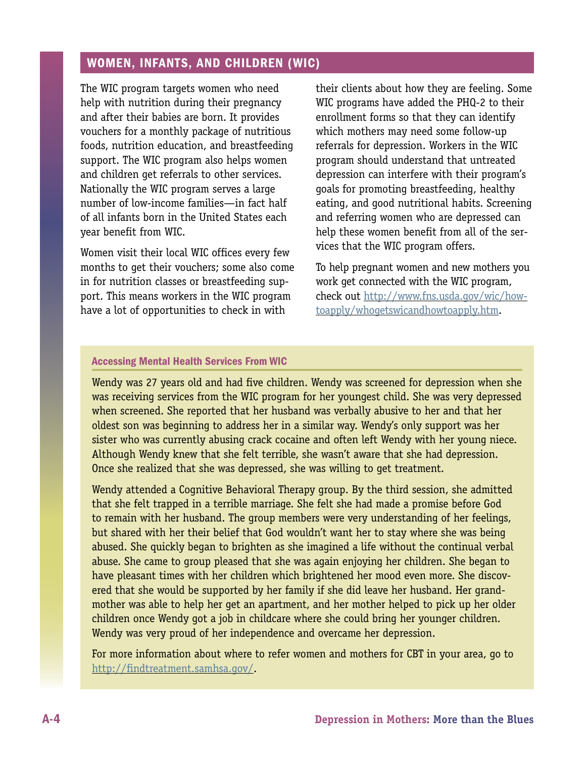## WOMEN, INFANTS, AND CHILDREN (WIC)

The WIC program targets women who need help with nutrition during their pregnancy and after their babies are born. It provides vouchers for a monthly package of nutritious foods, nutrition education, and breastfeeding support. The WIC program also helps women and children get referrals to other services. Nationally the WIC program serves a large number of low-income families—in fact half of all infants born in the United States each year benefit from WIC.

Women visit their local WIC offices every few months to get their vouchers; some also come in for nutrition classes or breastfeeding support. This means workers in the WIC program have a lot of opportunities to check in with their clients about how they are feeling. Some WIC programs have added the PHQ-2 to their enrollment forms so that they can identify which mothers may need some follow-up referrals for depression. Workers in the WIC program should understand that untreated depression can interfere with their program's goals for promoting breastfeeding, healthy eating, and good nutritional habits. Screening and referring women who are depressed can help these women benefit from all of the services that the WIC program offers.

To help pregnant women and new mothers you work get connected with the WIC program, check out http://www.fns.usda.gov/wic/howtoapply/whogetswicandhowtoapply.htm.

### Accessing Mental Health Services From WIC

Wendy was 27 years old and had five children. Wendy was screened for depression when she was receiving services from the WIC program for her youngest child. She was very depressed when screened. She reported that her husband was verbally abusive to her and that her oldest son was beginning to address her in a similar way. Wendy's only support was her sister who was currently abusing crack cocaine and often left Wendy with her young niece. Although Wendy knew that she felt terrible, she wasn't aware that she had depression. Once she realized that she was depressed, she was willing to get treatment.

Wendy attended a Cognitive Behavioral Therapy group. By the third session, she admitted that she felt trapped in a terrible marriage. She felt she had made a promise before God to remain with her husband. The group members were very understanding of her feelings, but shared with her their belief that God wouldn't want her to stay where she was being abused. She quickly began to brighten as she imagined a life without the continual verbal abuse. She came to group pleased that she was again enjoying her children. She began to have pleasant times with her children which brightened her mood even more. She discovered that she would be supported by her family if she did leave her husband. Her grandmother was able to help her get an apartment, and her mother helped to pick up her older children once Wendy got a job in childcare where she could bring her younger children. Wendy was very proud of her independence and overcame her depression.

For more information about where to refer women and mothers for CBT in your area, go to http://findtreatment.samhsa.gov/.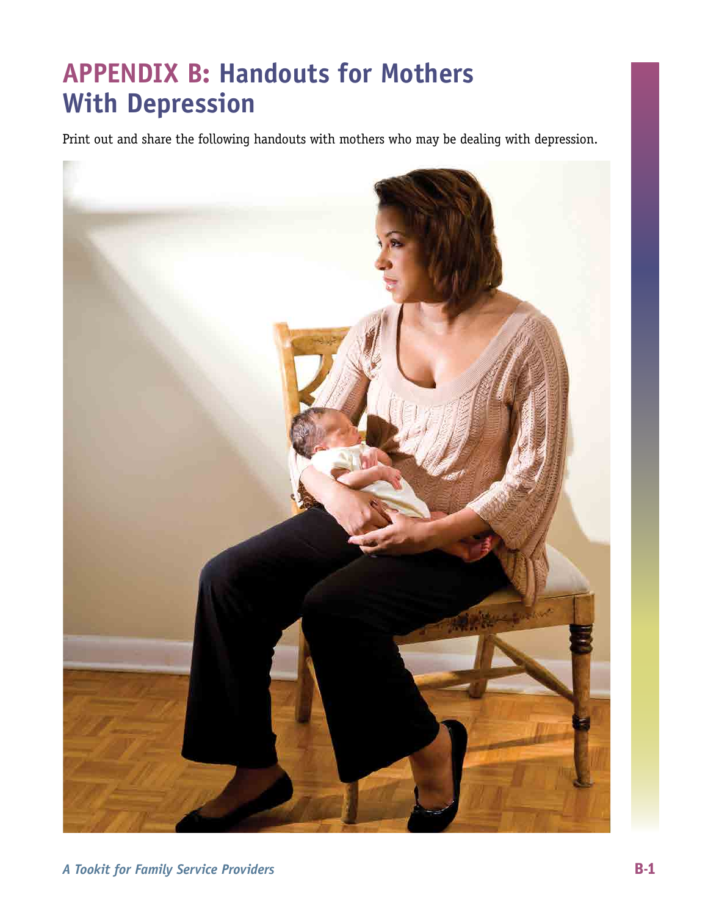# APPENDIX B: Handouts for Mothers With Depression

Print out and share the following handouts with mothers who may be dealing with depression.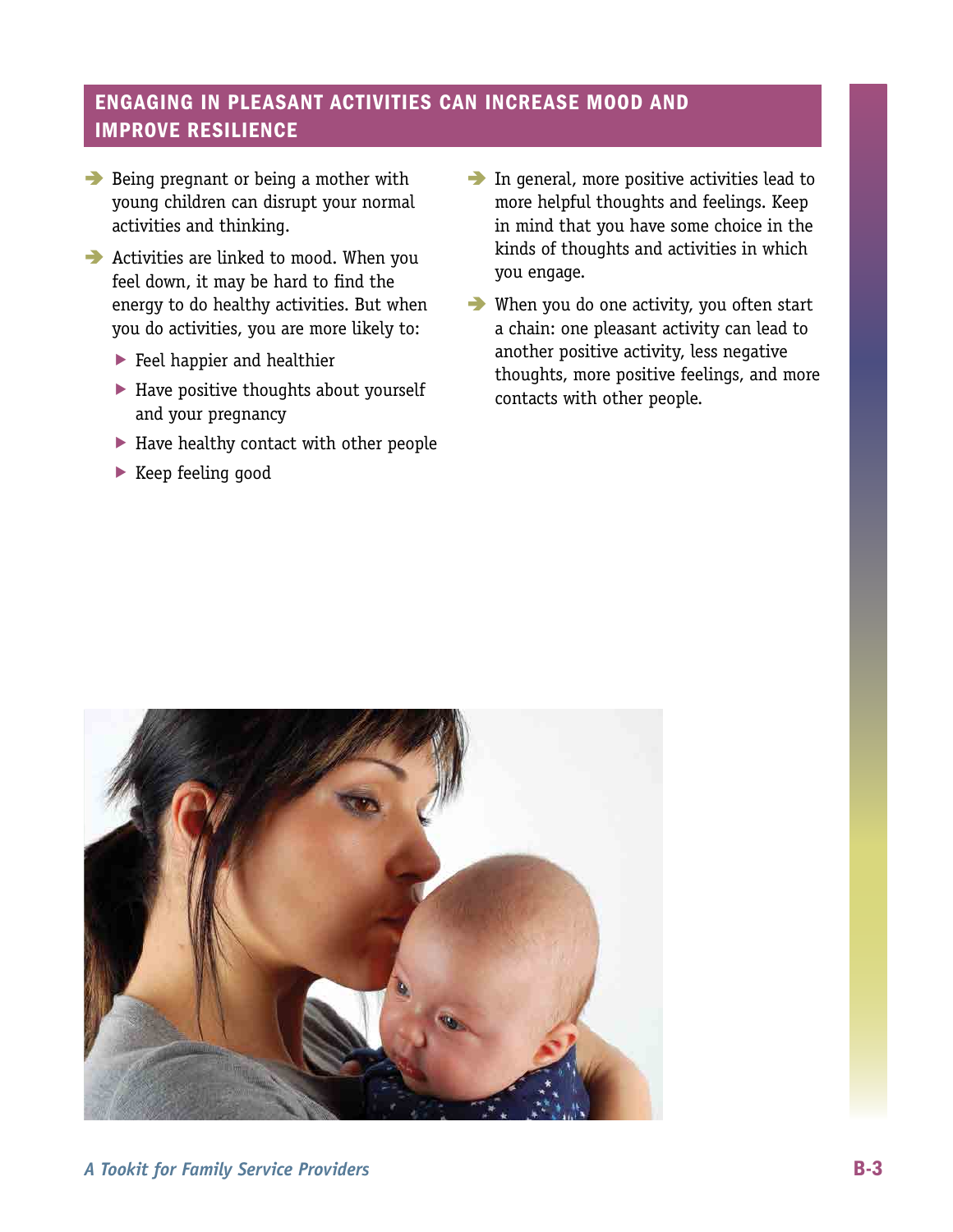## ENGAGING IN PLEASANT ACTIVITIES CAN INCREASE MOOD AND IMPROVE RESILIENCE

- Being pregnant or being a mother with young children can disrupt your normal activities and thinking.
- Activities are linked to mood. When you feel down, it may be hard to find the energy to do healthy activities. But when you do activities, you are more likely to:
  - Feel happier and healthier
  - Have positive thoughts about yourself and your pregnancy
  - Have healthy contact with other people
  - Keep feeling good
- In general, more positive activities lead to more helpful thoughts and feelings. Keep in mind that you have some choice in the kinds of thoughts and activities in which you engage.
- When you do one activity, you often start a chain: one pleasant activity can lead to another positive activity, less negative thoughts, more positive feelings, and more contacts with other people.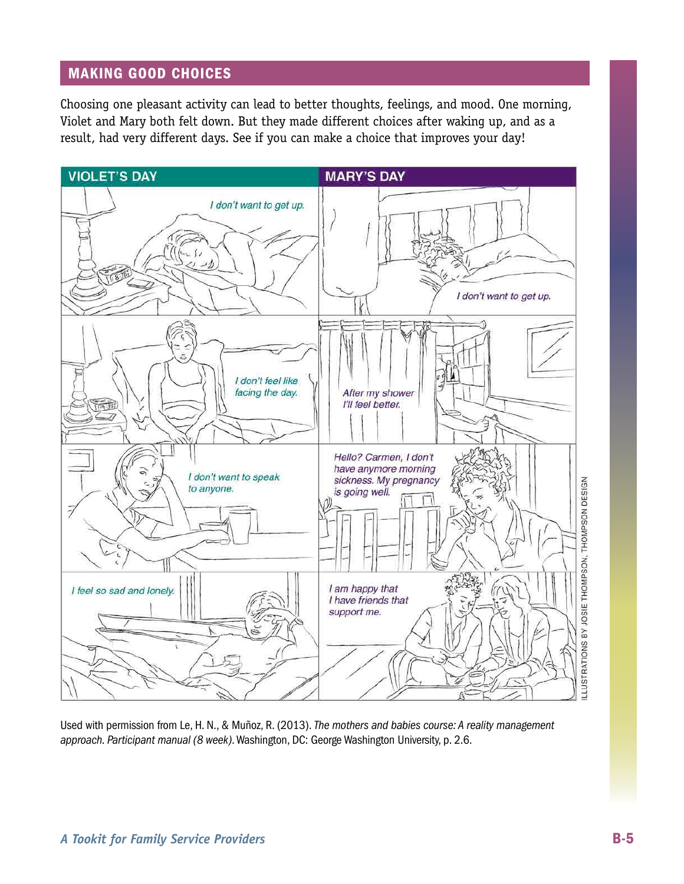## MAKING GOOD CHOICES

Choosing one pleasant activity can lead to better thoughts, feelings, and mood. One morning, Violet and Mary both felt down. But they made different choices after waking up, and as a result, had very different days. See if you can make a choice that improves your day!

| VIOLET'S DAY | MARY'S DAY |
| --- | --- |
| *I don't want to get up.* | *I don't want to get up.* |
| *I don't feel like facing the day.* | *After my shower I'll feel better.* |
| *I don't want to speak to anyone.* | *Hello? Carmen, I don't have anymore morning sickness. My pregnancy is going well.* |
| *I feel so sad and lonely.* | *I am happy that I have friends that support me.* |

ILLUSTRATIONS BY JOSIE THOMPSON, THOMPSON DESIGN

Used with permission from Le, H. N., & Muñoz, R. (2013). *The mothers and babies course: A reality management approach. Participant manual (8 week)*. Washington, DC: George Washington University, p. 2.6.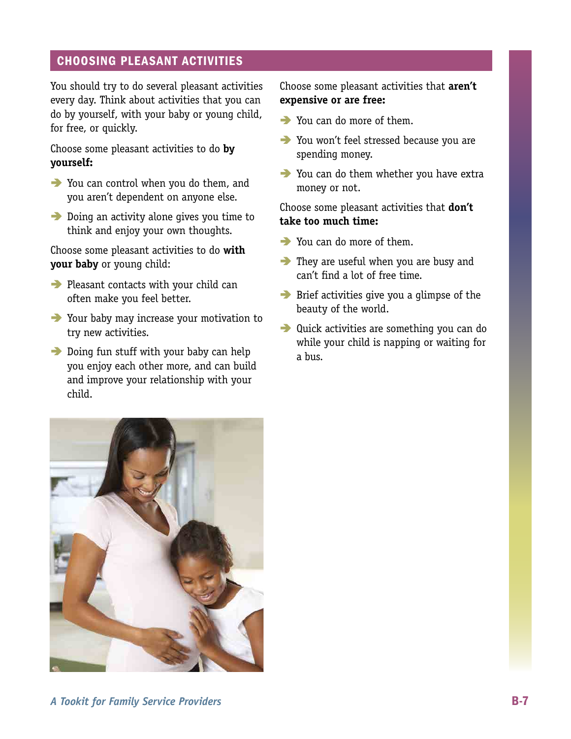## CHOOSING PLEASANT ACTIVITIES

You should try to do several pleasant activities every day. Think about activities that you can do by yourself, with your baby or young child, for free, or quickly.

Choose some pleasant activities to do **by yourself:**

- You can control when you do them, and you aren't dependent on anyone else.
- Doing an activity alone gives you time to think and enjoy your own thoughts.

Choose some pleasant activities to do **with your baby** or young child:

- Pleasant contacts with your child can often make you feel better.
- Your baby may increase your motivation to try new activities.
- Doing fun stuff with your baby can help you enjoy each other more, and can build and improve your relationship with your child.

Choose some pleasant activities that **aren't expensive or are free:**

- You can do more of them.
- You won't feel stressed because you are spending money.
- You can do them whether you have extra money or not.

Choose some pleasant activities that **don't take too much time:**

- You can do more of them.
- They are useful when you are busy and can't find a lot of free time.
- Brief activities give you a glimpse of the beauty of the world.
- Quick activities are something you can do while your child is napping or waiting for a bus.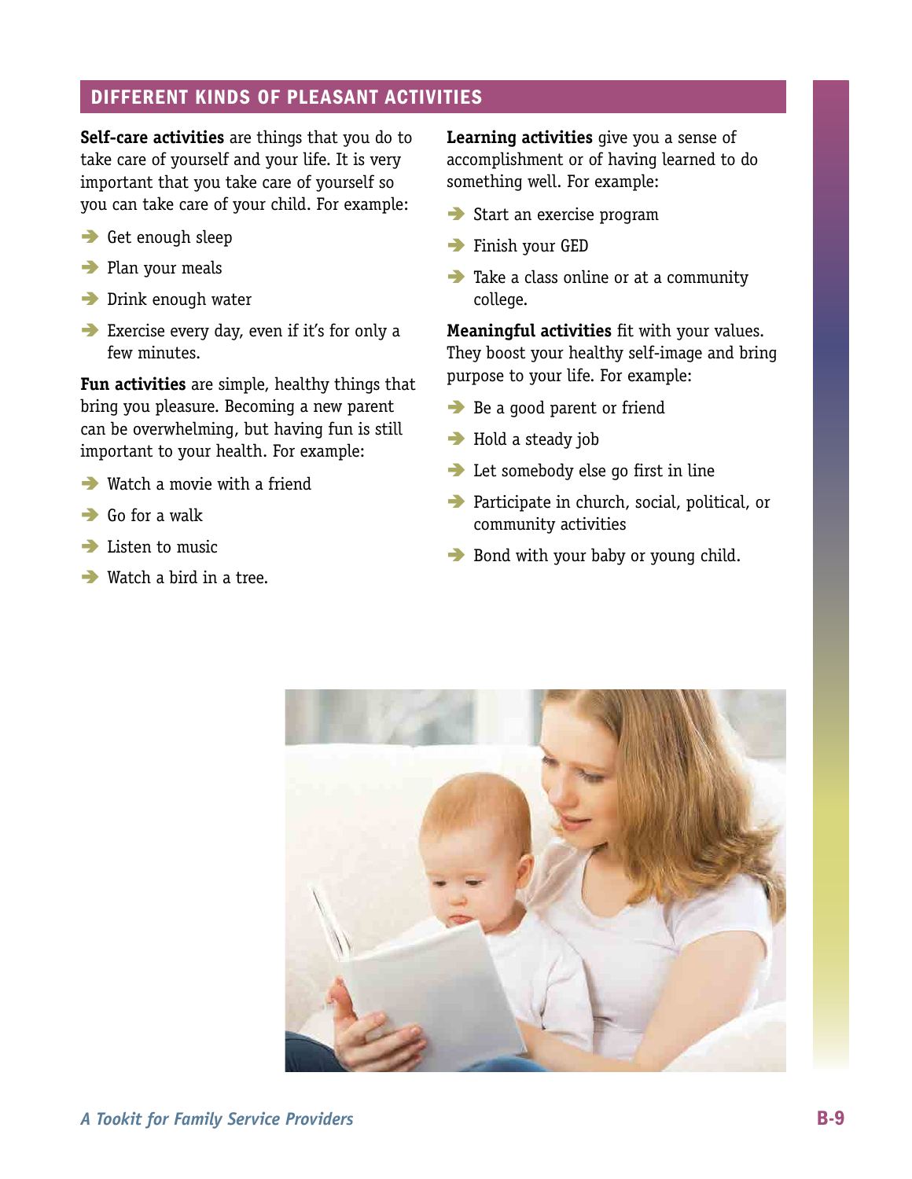## DIFFERENT KINDS OF PLEASANT ACTIVITIES

**Self-care activities** are things that you do to take care of yourself and your life. It is very important that you take care of yourself so you can take care of your child. For example:

- Get enough sleep
- Plan your meals
- Drink enough water
- Exercise every day, even if it's for only a few minutes.

**Fun activities** are simple, healthy things that bring you pleasure. Becoming a new parent can be overwhelming, but having fun is still important to your health. For example:

- Watch a movie with a friend
- Go for a walk
- Listen to music
- Watch a bird in a tree.

**Learning activities** give you a sense of accomplishment or of having learned to do something well. For example:

- Start an exercise program
- Finish your GED
- Take a class online or at a community college.

**Meaningful activities** fit with your values. They boost your healthy self-image and bring purpose to your life. For example:

- Be a good parent or friend
- Hold a steady job
- Let somebody else go first in line
- Participate in church, social, political, or community activities
- Bond with your baby or young child.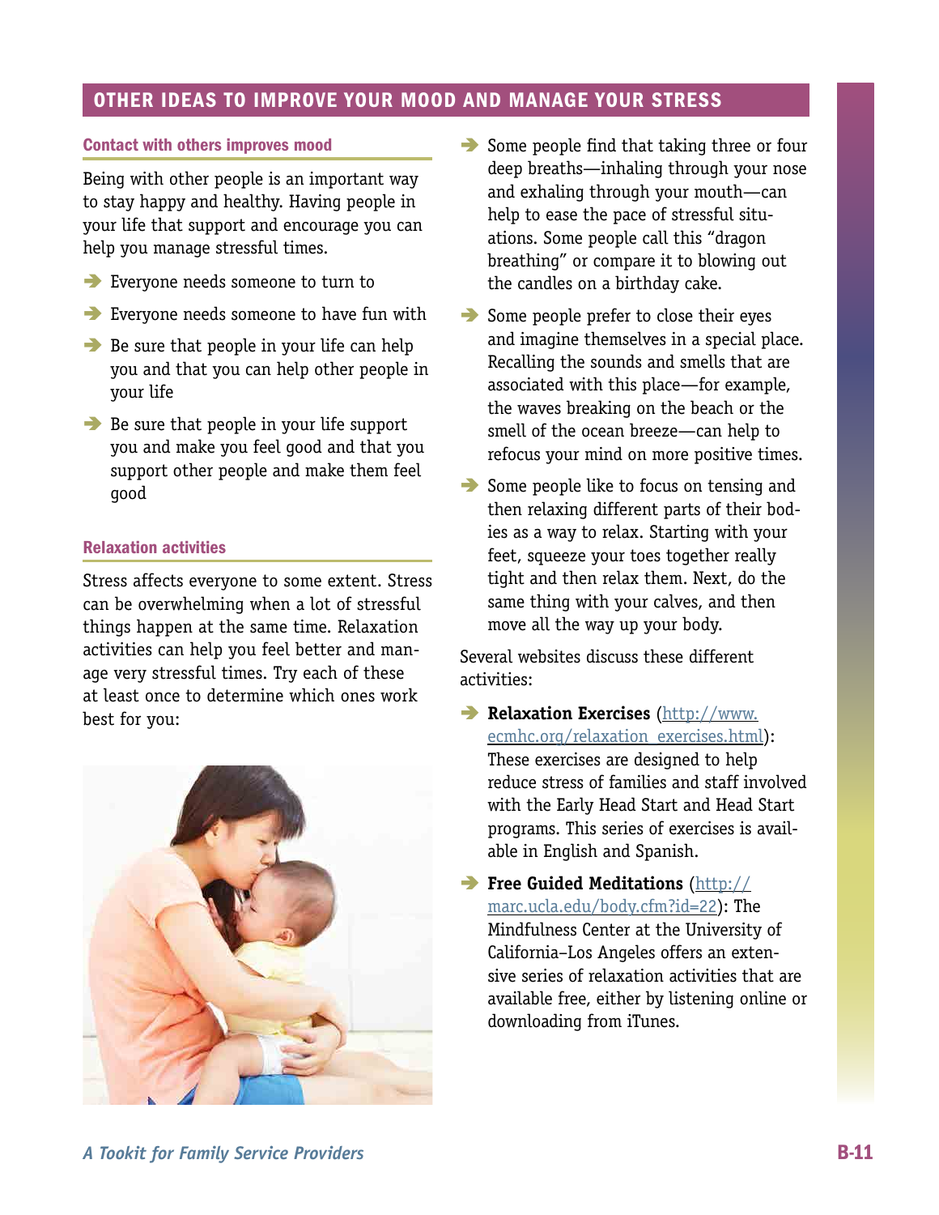## OTHER IDEAS TO IMPROVE YOUR MOOD AND MANAGE YOUR STRESS

### Contact with others improves mood

Being with other people is an important way to stay happy and healthy. Having people in your life that support and encourage you can help you manage stressful times.

- Everyone needs someone to turn to
- Everyone needs someone to have fun with
- Be sure that people in your life can help you and that you can help other people in your life
- Be sure that people in your life support you and make you feel good and that you support other people and make them feel good

### Relaxation activities

Stress affects everyone to some extent. Stress can be overwhelming when a lot of stressful things happen at the same time. Relaxation activities can help you feel better and manage very stressful times. Try each of these at least once to determine which ones work best for you:

- Some people find that taking three or four deep breaths—inhaling through your nose and exhaling through your mouth—can help to ease the pace of stressful situations. Some people call this "dragon breathing" or compare it to blowing out the candles on a birthday cake.
- Some people prefer to close their eyes and imagine themselves in a special place. Recalling the sounds and smells that are associated with this place—for example, the waves breaking on the beach or the smell of the ocean breeze—can help to refocus your mind on more positive times.
- Some people like to focus on tensing and then relaxing different parts of their bodies as a way to relax. Starting with your feet, squeeze your toes together really tight and then relax them. Next, do the same thing with your calves, and then move all the way up your body.

Several websites discuss these different activities:

- **Relaxation Exercises** (http://www.ecmhc.org/relaxation_exercises.html): These exercises are designed to help reduce stress of families and staff involved with the Early Head Start and Head Start programs. This series of exercises is available in English and Spanish.
- **Free Guided Meditations** (http://marc.ucla.edu/body.cfm?id=22): The Mindfulness Center at the University of California–Los Angeles offers an extensive series of relaxation activities that are available free, either by listening online or downloading from iTunes.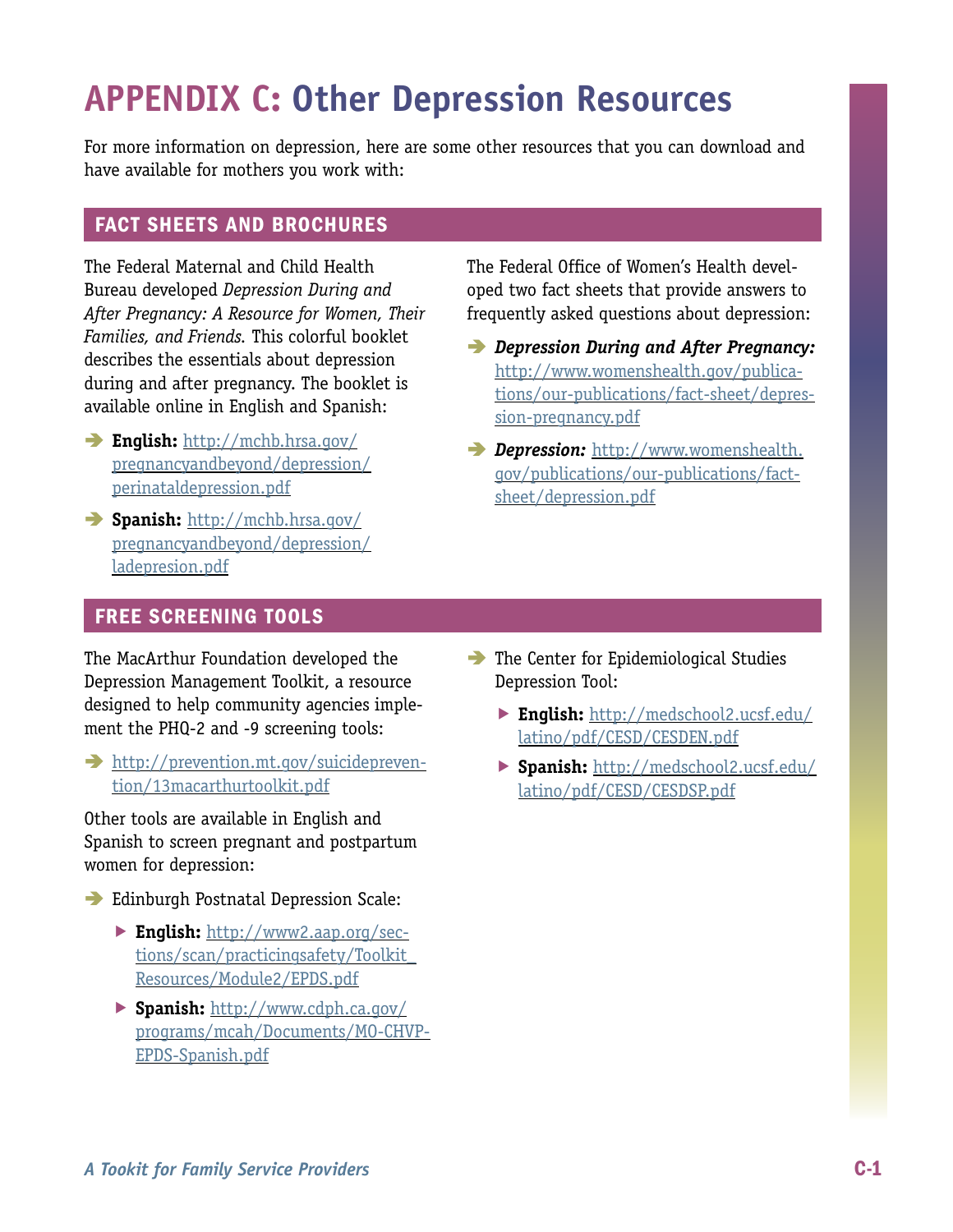# APPENDIX C: Other Depression Resources

For more information on depression, here are some other resources that you can download and have available for mothers you work with:

## FACT SHEETS AND BROCHURES

The Federal Maternal and Child Health Bureau developed *Depression During and After Pregnancy: A Resource for Women, Their Families, and Friends*. This colorful booklet describes the essentials about depression during and after pregnancy. The booklet is available online in English and Spanish:

- **English:** http://mchb.hrsa.gov/pregnancyandbeyond/depression/perinataldepression.pdf
- **Spanish:** http://mchb.hrsa.gov/pregnancyandbeyond/depression/ladepresion.pdf

The Federal Office of Women's Health developed two fact sheets that provide answers to frequently asked questions about depression:

- ***Depression During and After Pregnancy:*** http://www.womenshealth.gov/publications/our-publications/fact-sheet/depression-pregnancy.pdf
- ***Depression:*** http://www.womenshealth.gov/publications/our-publications/fact-sheet/depression.pdf

## FREE SCREENING TOOLS

The MacArthur Foundation developed the Depression Management Toolkit, a resource designed to help community agencies implement the PHQ-2 and -9 screening tools:

- http://prevention.mt.gov/suicideprevention/13macarthurtoolkit.pdf

Other tools are available in English and Spanish to screen pregnant and postpartum women for depression:

- Edinburgh Postnatal Depression Scale:
  - **English:** http://www2.aap.org/sections/scan/practicingsafety/Toolkit_Resources/Module2/EPDS.pdf
  - **Spanish:** http://www.cdph.ca.gov/programs/mcah/Documents/MO-CHVP-EPDS-Spanish.pdf
- The Center for Epidemiological Studies Depression Tool:
  - **English:** http://medschool2.ucsf.edu/latino/pdf/CESD/CESDEN.pdf
  - **Spanish:** http://medschool2.ucsf.edu/latino/pdf/CESD/CESDSP.pdf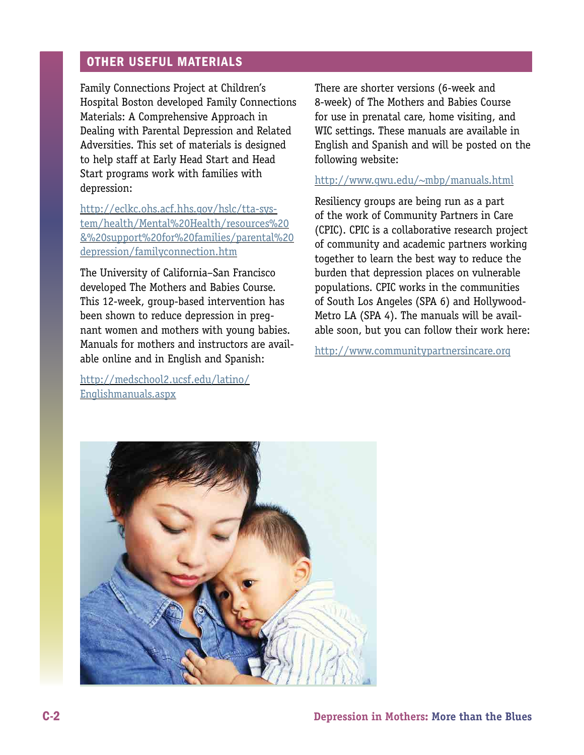## OTHER USEFUL MATERIALS

Family Connections Project at Children's Hospital Boston developed Family Connections Materials: A Comprehensive Approach in Dealing with Parental Depression and Related Adversities. This set of materials is designed to help staff at Early Head Start and Head Start programs work with families with depression:

http://eclkc.ohs.acf.hhs.gov/hslc/tta-system/health/Mental%20Health/resources%20&%20support%20for%20families/parental%20depression/familyconnection.htm

The University of California–San Francisco developed The Mothers and Babies Course. This 12-week, group-based intervention has been shown to reduce depression in pregnant women and mothers with young babies. Manuals for mothers and instructors are available online and in English and Spanish:

http://medschool2.ucsf.edu/latino/Englishmanuals.aspx

There are shorter versions (6-week and 8-week) of The Mothers and Babies Course for use in prenatal care, home visiting, and WIC settings. These manuals are available in English and Spanish and will be posted on the following website:

http://www.gwu.edu/~mbp/manuals.html

Resiliency groups are being run as a part of the work of Community Partners in Care (CPIC). CPIC is a collaborative research project of community and academic partners working together to learn the best way to reduce the burden that depression places on vulnerable populations. CPIC works in the communities of South Los Angeles (SPA 6) and Hollywood-Metro LA (SPA 4). The manuals will be available soon, but you can follow their work here:

http://www.communitypartnersincare.org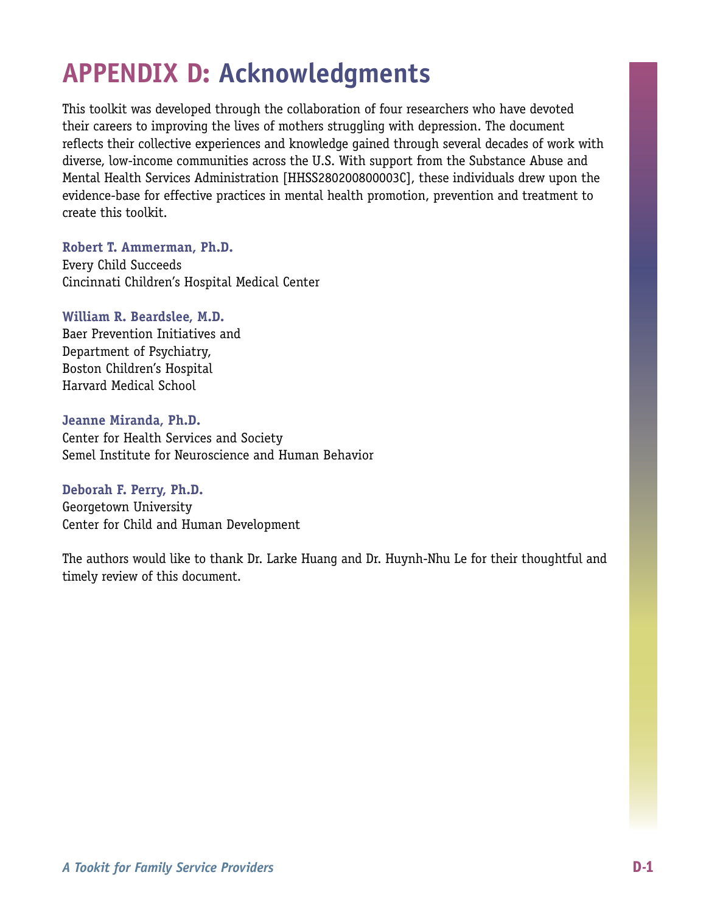# APPENDIX D: Acknowledgments

This toolkit was developed through the collaboration of four researchers who have devoted their careers to improving the lives of mothers struggling with depression. The document reflects their collective experiences and knowledge gained through several decades of work with diverse, low-income communities across the U.S. With support from the Substance Abuse and Mental Health Services Administration [HHSS280200800003C], these individuals drew upon the evidence-base for effective practices in mental health promotion, prevention and treatment to create this toolkit.

**Robert T. Ammerman, Ph.D.**
Every Child Succeeds
Cincinnati Children's Hospital Medical Center

**William R. Beardslee, M.D.**
Baer Prevention Initiatives and
Department of Psychiatry,
Boston Children's Hospital
Harvard Medical School

**Jeanne Miranda, Ph.D.**
Center for Health Services and Society
Semel Institute for Neuroscience and Human Behavior

**Deborah F. Perry, Ph.D.**
Georgetown University
Center for Child and Human Development

The authors would like to thank Dr. Larke Huang and Dr. Huynh-Nhu Le for their thoughtful and timely review of this document.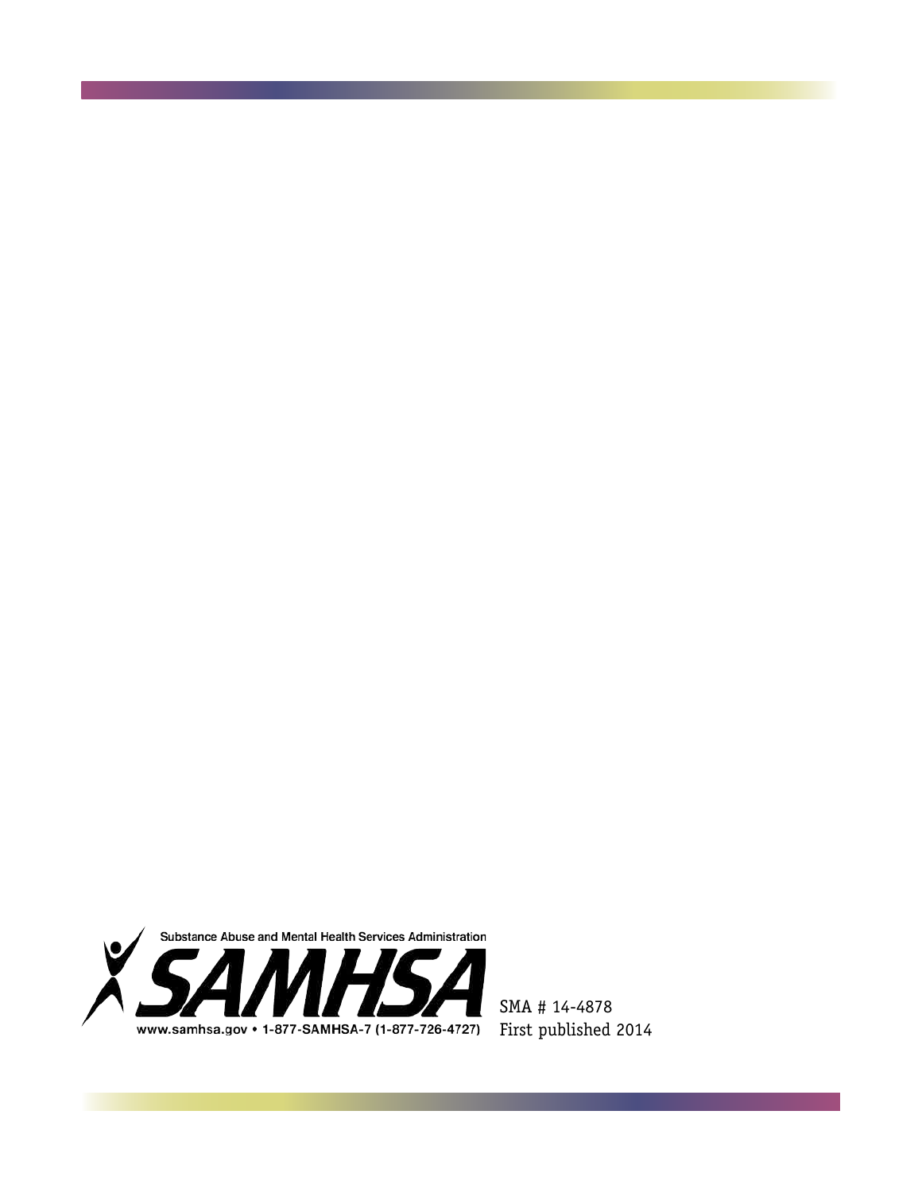Substance Abuse and Mental Health Services Administration

SAMHSA

www.samhsa.gov • 1-877-SAMHSA-7 (1-877-726-4727)

SMA # 14-4878
First published 2014